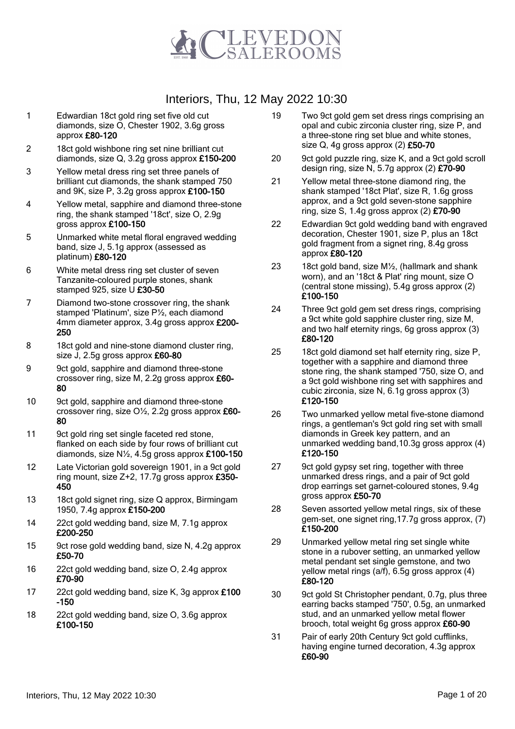# CLEVEDON SALEROOMS

## Interiors, Thu, 12 May 2022 10:30

1 Edwardian 18ct gold ring set five old cut diamonds, size O, Chester 1902, 3.6g gross approx **£80-120**

2 18ct gold wishbone ring set nine brilliant cut diamonds, size Q, 3.2g gross approx **£150-200**

3 Yellow metal dress ring set three panels of brilliant cut diamonds, the shank stamped 750 and 9K, size P, 3.2g gross approx **£100-150**

4 Yellow metal, sapphire and diamond three-stone ring, the shank stamped '18ct', size O, 2.9g gross approx **£100-150**

5 Unmarked white metal floral engraved wedding band, size J, 5.1g approx (assessed as platinum) **£80-120**

6 White metal dress ring set cluster of seven Tanzanite-coloured purple stones, shank stamped 925, size U **£30-50**

7 Diamond two-stone crossover ring, the shank stamped 'Platinum', size P½, each diamond 4mm diameter approx, 3.4g gross approx **£200-250**

8 18ct gold and nine-stone diamond cluster ring, size J, 2.5g gross approx **£60-80**

9 9ct gold, sapphire and diamond three-stone crossover ring, size M, 2.2g gross approx **£60-80**

10 9ct gold, sapphire and diamond three-stone crossover ring, size O½, 2.2g gross approx **£60-80**

11 9ct gold ring set single faceted red stone, flanked on each side by four rows of brilliant cut diamonds, size N½, 4.5g gross approx **£100-150**

12 Late Victorian gold sovereign 1901, in a 9ct gold ring mount, size Z+2, 17.7g gross approx **£350-450**

13 18ct gold signet ring, size Q approx, Birmingam 1950, 7.4g approx **£150-200**

14 22ct gold wedding band, size M, 7.1g approx **£200-250**

15 9ct rose gold wedding band, size N, 4.2g approx **£50-70**

16 22ct gold wedding band, size O, 2.4g approx **£70-90**

17 22ct gold wedding band, size K, 3g approx **£100-150**

18 22ct gold wedding band, size O, 3.6g approx **£100-150**

19 Two 9ct gold gem set dress rings comprising an opal and cubic zirconia cluster ring, size P, and a three-stone ring set blue and white stones, size Q, 4g gross approx (2) **£50-70**

20 9ct gold puzzle ring, size K, and a 9ct gold scroll design ring, size N, 5.7g approx (2) **£70-90**

21 Yellow metal three-stone diamond ring, the shank stamped '18ct Plat', size R, 1.6g gross approx, and a 9ct gold seven-stone sapphire ring, size S, 1.4g gross approx (2) **£70-90**

22 Edwardian 9ct gold wedding band with engraved decoration, Chester 1901, size P, plus an 18ct gold fragment from a signet ring, 8.4g gross approx **£80-120**

23 18ct gold band, size M½, (hallmark and shank worn), and an '18ct & Plat' ring mount, size O (central stone missing), 5.4g gross approx (2) **£100-150**

24 Three 9ct gold gem set dress rings, comprising a 9ct white gold sapphire cluster ring, size M, and two half eternity rings, 6g gross approx (3) **£80-120**

25 18ct gold diamond set half eternity ring, size P, together with a sapphire and diamond three stone ring, the shank stamped '750, size O, and a 9ct gold wishbone ring set with sapphires and cubic zirconia, size N, 6.1g gross approx (3) **£120-150**

26 Two unmarked yellow metal five-stone diamond rings, a gentleman's 9ct gold ring set with small diamonds in Greek key pattern, and an unmarked wedding band,10.3g gross approx (4) **£120-150**

27 9ct gold gypsy set ring, together with three unmarked dress rings, and a pair of 9ct gold drop earrings set garnet-coloured stones, 9.4g gross approx **£50-70**

28 Seven assorted yellow metal rings, six of these gem-set, one signet ring,17.7g gross approx, (7) **£150-200**

29 Unmarked yellow metal ring set single white stone in a rubover setting, an unmarked yellow metal pendant set single gemstone, and two yellow metal rings (a/f), 6.5g gross approx (4) **£80-120**

30 9ct gold St Christopher pendant, 0.7g, plus three earring backs stamped '750', 0.5g, an unmarked stud, and an unmarked yellow metal flower brooch, total weight 6g gross approx **£60-90**

31 Pair of early 20th Century 9ct gold cufflinks, having engine turned decoration, 4.3g approx **£60-90**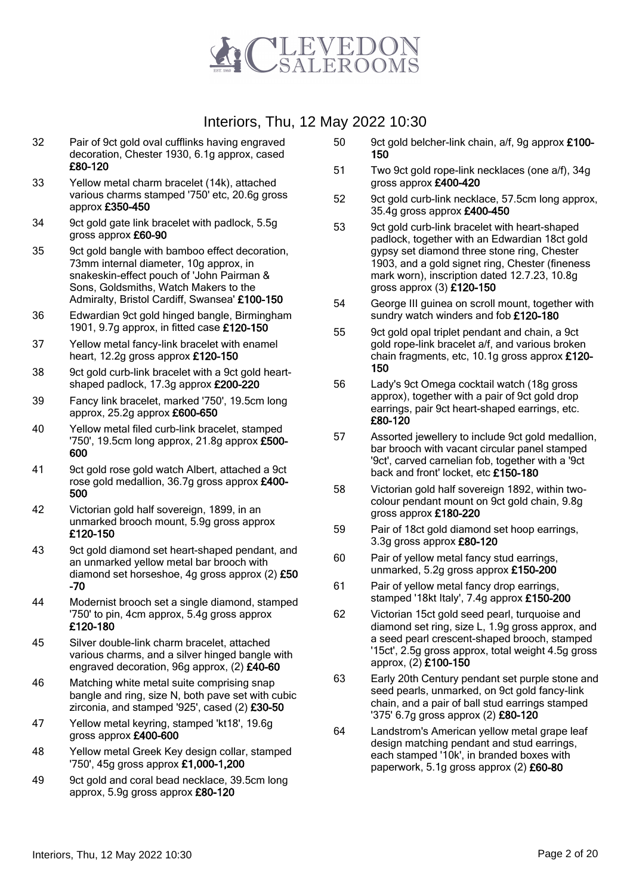# Interiors, Thu, 12 May 2022 10:30

32 Pair of 9ct gold oval cufflinks having engraved decoration, Chester 1930, 6.1g approx, cased **£80-120**

33 Yellow metal charm bracelet (14k), attached various charms stamped '750' etc, 20.6g gross approx **£350-450**

34 9ct gold gate link bracelet with padlock, 5.5g gross approx **£60-90**

35 9ct gold bangle with bamboo effect decoration, 73mm internal diameter, 10g approx, in snakeskin-effect pouch of 'John Pairman & Sons, Goldsmiths, Watch Makers to the Admiralty, Bristol Cardiff, Swansea' **£100-150**

36 Edwardian 9ct gold hinged bangle, Birmingham 1901, 9.7g approx, in fitted case **£120-150**

37 Yellow metal fancy-link bracelet with enamel heart, 12.2g gross approx **£120-150**

38 9ct gold curb-link bracelet with a 9ct gold heart-shaped padlock, 17.3g approx **£200-220**

39 Fancy link bracelet, marked '750', 19.5cm long approx, 25.2g approx **£600-650**

40 Yellow metal filed curb-link bracelet, stamped '750', 19.5cm long approx, 21.8g approx **£500-600**

41 9ct gold rose gold watch Albert, attached a 9ct rose gold medallion, 36.7g gross approx **£400-500**

42 Victorian gold half sovereign, 1899, in an unmarked brooch mount, 5.9g gross approx **£120-150**

43 9ct gold diamond set heart-shaped pendant, and an unmarked yellow metal bar brooch with diamond set horseshoe, 4g gross approx (2) **£50-70**

44 Modernist brooch set a single diamond, stamped '750' to pin, 4cm approx, 5.4g gross approx **£120-180**

45 Silver double-link charm bracelet, attached various charms, and a silver hinged bangle with engraved decoration, 96g approx, (2) **£40-60**

46 Matching white metal suite comprising snap bangle and ring, size N, both pave set with cubic zirconia, and stamped '925', cased (2) **£30-50**

47 Yellow metal keyring, stamped 'kt18', 19.6g gross approx **£400-600**

48 Yellow metal Greek Key design collar, stamped '750', 45g gross approx **£1,000-1,200**

49 9ct gold and coral bead necklace, 39.5cm long approx, 5.9g gross approx **£80-120**

50 9ct gold belcher-link chain, a/f, 9g approx **£100-150**

51 Two 9ct gold rope-link necklaces (one a/f), 34g gross approx **£400-420**

52 9ct gold curb-link necklace, 57.5cm long approx, 35.4g gross approx **£400-450**

53 9ct gold curb-link bracelet with heart-shaped padlock, together with an Edwardian 18ct gold gypsy set diamond three stone ring, Chester 1903, and a gold signet ring, Chester (fineness mark worn), inscription dated 12.7.23, 10.8g gross approx (3) **£120-150**

54 George III guinea on scroll mount, together with sundry watch winders and fob **£120-180**

55 9ct gold opal triplet pendant and chain, a 9ct gold rope-link bracelet a/f, and various broken chain fragments, etc, 10.1g gross approx **£120-150**

56 Lady's 9ct Omega cocktail watch (18g gross approx), together with a pair of 9ct gold drop earrings, pair 9ct heart-shaped earrings, etc. **£80-120**

57 Assorted jewellery to include 9ct gold medallion, bar brooch with vacant circular panel stamped '9ct', carved carnelian fob, together with a '9ct back and front' locket, etc **£150-180**

58 Victorian gold half sovereign 1892, within two-colour pendant mount on 9ct gold chain, 9.8g gross approx **£180-220**

59 Pair of 18ct gold diamond set hoop earrings, 3.3g gross approx **£80-120**

60 Pair of yellow metal fancy stud earrings, unmarked, 5.2g gross approx **£150-200**

61 Pair of yellow metal fancy drop earrings, stamped '18kt Italy', 7.4g approx **£150-200**

62 Victorian 15ct gold seed pearl, turquoise and diamond set ring, size L, 1.9g gross approx, and a seed pearl crescent-shaped brooch, stamped '15ct', 2.5g gross approx, total weight 4.5g gross approx, (2) **£100-150**

63 Early 20th Century pendant set purple stone and seed pearls, unmarked, on 9ct gold fancy-link chain, and a pair of ball stud earrings stamped '375' 6.7g gross approx (2) **£80-120**

64 Landstrom's American yellow metal grape leaf design matching pendant and stud earrings, each stamped '10k', in branded boxes with paperwork, 5.1g gross approx (2) **£60-80**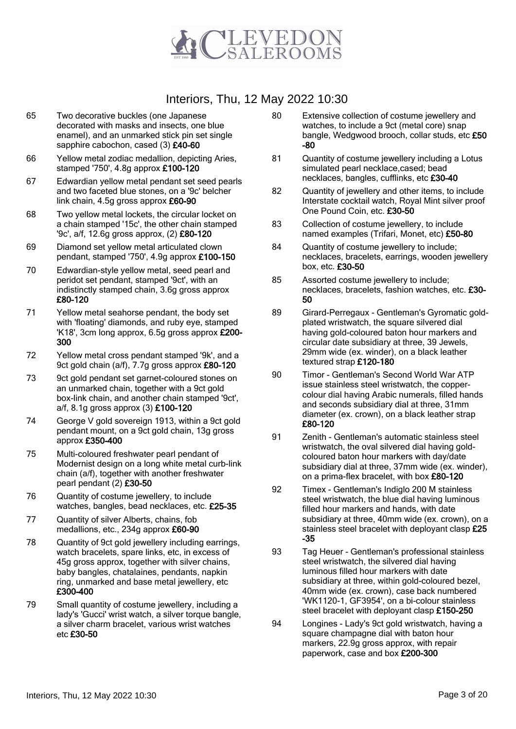# Interiors, Thu, 12 May 2022 10:30

65 Two decorative buckles (one Japanese decorated with masks and insects, one blue enamel), and an unmarked stick pin set single sapphire cabochon, cased (3) **£40-60**

66 Yellow metal zodiac medallion, depicting Aries, stamped '750', 4.8g approx **£100-120**

67 Edwardian yellow metal pendant set seed pearls and two faceted blue stones, on a '9c' belcher link chain, 4.5g gross approx **£60-90**

68 Two yellow metal lockets, the circular locket on a chain stamped '15c', the other chain stamped '9c', a/f, 12.6g gross approx, (2) **£80-120**

69 Diamond set yellow metal articulated clown pendant, stamped '750', 4.9g approx **£100-150**

70 Edwardian-style yellow metal, seed pearl and peridot set pendant, stamped '9ct', with an indistinctly stamped chain, 3.6g gross approx **£80-120**

71 Yellow metal seahorse pendant, the body set with 'floating' diamonds, and ruby eye, stamped 'K18', 3cm long approx, 6.5g gross approx **£200-300**

72 Yellow metal cross pendant stamped '9k', and a 9ct gold chain (a/f), 7.7g gross approx **£80-120**

73 9ct gold pendant set garnet-coloured stones on an unmarked chain, together with a 9ct gold box-link chain, and another chain stamped '9ct', a/f, 8.1g gross approx (3) **£100-120**

74 George V gold sovereign 1913, within a 9ct gold pendant mount, on a 9ct gold chain, 13g gross approx **£350-400**

75 Multi-coloured freshwater pearl pendant of Modernist design on a long white metal curb-link chain (a/f), together with another freshwater pearl pendant (2) **£30-50**

76 Quantity of costume jewellery, to include watches, bangles, bead necklaces, etc. **£25-35**

77 Quantity of silver Alberts, chains, fob medallions, etc., 234g approx **£60-90**

78 Quantity of 9ct gold jewellery including earrings, watch bracelets, spare links, etc, in excess of 45g gross approx, together with silver chains, baby bangles, chatalaines, pendants, napkin ring, unmarked and base metal jewellery, etc **£300-400**

79 Small quantity of costume jewellery, including a lady's 'Gucci' wrist watch, a silver torque bangle, a silver charm bracelet, various wrist watches etc **£30-50**

80 Extensive collection of costume jewellery and watches, to include a 9ct (metal core) snap bangle, Wedgwood brooch, collar studs, etc **£50-80**

81 Quantity of costume jewellery including a Lotus simulated pearl necklace,cased; bead necklaces, bangles, cufflinks, etc **£30-40**

82 Quantity of jewellery and other items, to include Interstate cocktail watch, Royal Mint silver proof One Pound Coin, etc. **£30-50**

83 Collection of costume jewellery, to include named examples (Trifari, Monet, etc) **£50-80**

84 Quantity of costume jewellery to include; necklaces, bracelets, earrings, wooden jewellery box, etc. **£30-50**

85 Assorted costume jewellery to include; necklaces, bracelets, fashion watches, etc. **£30-50**

89 Girard-Perregaux - Gentleman's Gyromatic gold-plated wristwatch, the square silvered dial having gold-coloured baton hour markers and circular date subsidiary at three, 39 Jewels, 29mm wide (ex. winder), on a black leather textured strap **£120-180**

90 Timor - Gentleman's Second World War ATP issue stainless steel wristwatch, the copper-colour dial having Arabic numerals, filled hands and seconds subsidiary dial at three, 31mm diameter (ex. crown), on a black leather strap **£80-120**

91 Zenith - Gentleman's automatic stainless steel wristwatch, the oval silvered dial having gold-coloured baton hour markers with day/date subsidiary dial at three, 37mm wide (ex. winder), on a prima-flex bracelet, with box **£80-120**

92 Timex - Gentleman's Indiglo 200 M stainless steel wristwatch, the blue dial having luminous filled hour markers and hands, with date subsidiary at three, 40mm wide (ex. crown), on a stainless steel bracelet with deployant clasp **£25-35**

93 Tag Heuer - Gentleman's professional stainless steel wristwatch, the silvered dial having luminous filled hour markers with date subsidiary at three, within gold-coloured bezel, 40mm wide (ex. crown), case back numbered 'WK1120-1, GF3954', on a bi-colour stainless steel bracelet with deployant clasp **£150-250**

94 Longines - Lady's 9ct gold wristwatch, having a square champagne dial with baton hour markers, 22.9g gross approx, with repair paperwork, case and box **£200-300**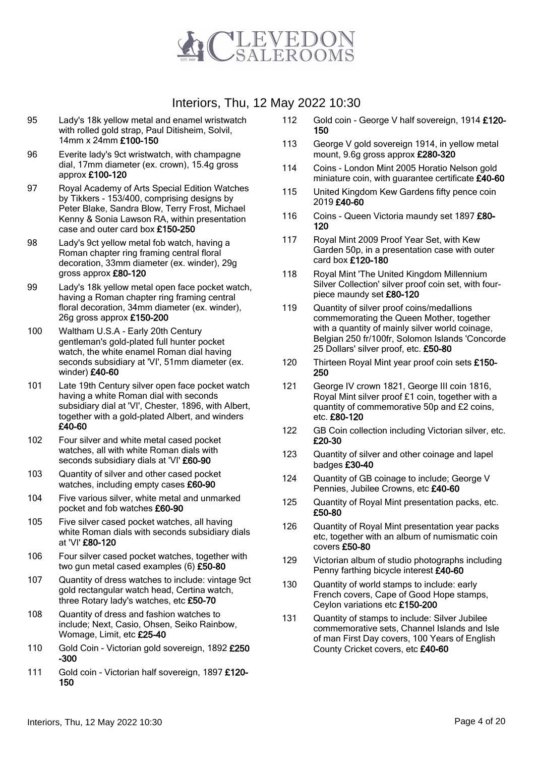# Interiors, Thu, 12 May 2022 10:30

95 Lady's 18k yellow metal and enamel wristwatch with rolled gold strap, Paul Ditisheim, Solvil, 14mm x 24mm **£100-150**

96 Everite lady's 9ct wristwatch, with champagne dial, 17mm diameter (ex. crown), 15.4g gross approx **£100-120**

97 Royal Academy of Arts Special Edition Watches by Tikkers - 153/400, comprising designs by Peter Blake, Sandra Blow, Terry Frost, Michael Kenny & Sonia Lawson RA, within presentation case and outer card box **£150-250**

98 Lady's 9ct yellow metal fob watch, having a Roman chapter ring framing central floral decoration, 33mm diameter (ex. winder), 29g gross approx **£80-120**

99 Lady's 18k yellow metal open face pocket watch, having a Roman chapter ring framing central floral decoration, 34mm diameter (ex. winder), 26g gross approx **£150-200**

100 Waltham U.S.A - Early 20th Century gentleman's gold-plated full hunter pocket watch, the white enamel Roman dial having seconds subsidiary at 'VI', 51mm diameter (ex. winder) **£40-60**

101 Late 19th Century silver open face pocket watch having a white Roman dial with seconds subsidiary dial at 'VI', Chester, 1896, with Albert, together with a gold-plated Albert, and winders **£40-60**

102 Four silver and white metal cased pocket watches, all with white Roman dials with seconds subsidiary dials at 'VI' **£60-90**

103 Quantity of silver and other cased pocket watches, including empty cases **£60-90**

104 Five various silver, white metal and unmarked pocket and fob watches **£60-90**

105 Five silver cased pocket watches, all having white Roman dials with seconds subsidiary dials at 'VI' **£80-120**

106 Four silver cased pocket watches, together with two gun metal cased examples (6) **£50-80**

107 Quantity of dress watches to include: vintage 9ct gold rectangular watch head, Certina watch, three Rotary lady's watches, etc **£50-70**

108 Quantity of dress and fashion watches to include; Next, Casio, Ohsen, Seiko Rainbow, Womage, Limit, etc **£25-40**

110 Gold Coin - Victorian gold sovereign, 1892 **£250-300**

111 Gold coin - Victorian half sovereign, 1897 **£120-150**

112 Gold coin - George V half sovereign, 1914 **£120-150**

113 George V gold sovereign 1914, in yellow metal mount, 9.6g gross approx **£280-320**

114 Coins - London Mint 2005 Horatio Nelson gold miniature coin, with guarantee certificate **£40-60**

115 United Kingdom Kew Gardens fifty pence coin 2019 **£40-60**

116 Coins - Queen Victoria maundy set 1897 **£80-120**

117 Royal Mint 2009 Proof Year Set, with Kew Garden 50p, in a presentation case with outer card box **£120-180**

118 Royal Mint 'The United Kingdom Millennium Silver Collection' silver proof coin set, with four-piece maundy set **£80-120**

119 Quantity of silver proof coins/medallions commemorating the Queen Mother, together with a quantity of mainly silver world coinage, Belgian 250 fr/100fr, Solomon Islands 'Concorde 25 Dollars' silver proof, etc. **£50-80**

120 Thirteen Royal Mint year proof coin sets **£150-250**

121 George IV crown 1821, George III coin 1816, Royal Mint silver proof £1 coin, together with a quantity of commemorative 50p and £2 coins, etc. **£80-120**

122 GB Coin collection including Victorian silver, etc. **£20-30**

123 Quantity of silver and other coinage and lapel badges **£30-40**

124 Quantity of GB coinage to include; George V Pennies, Jubilee Crowns, etc **£40-60**

125 Quantity of Royal Mint presentation packs, etc. **£50-80**

126 Quantity of Royal Mint presentation year packs etc, together with an album of numismatic coin covers **£50-80**

129 Victorian album of studio photographs including Penny farthing bicycle interest **£40-60**

130 Quantity of world stamps to include: early French covers, Cape of Good Hope stamps, Ceylon variations etc **£150-200**

131 Quantity of stamps to include: Silver Jubilee commemorative sets, Channel Islands and Isle of man First Day covers, 100 Years of English County Cricket covers, etc **£40-60**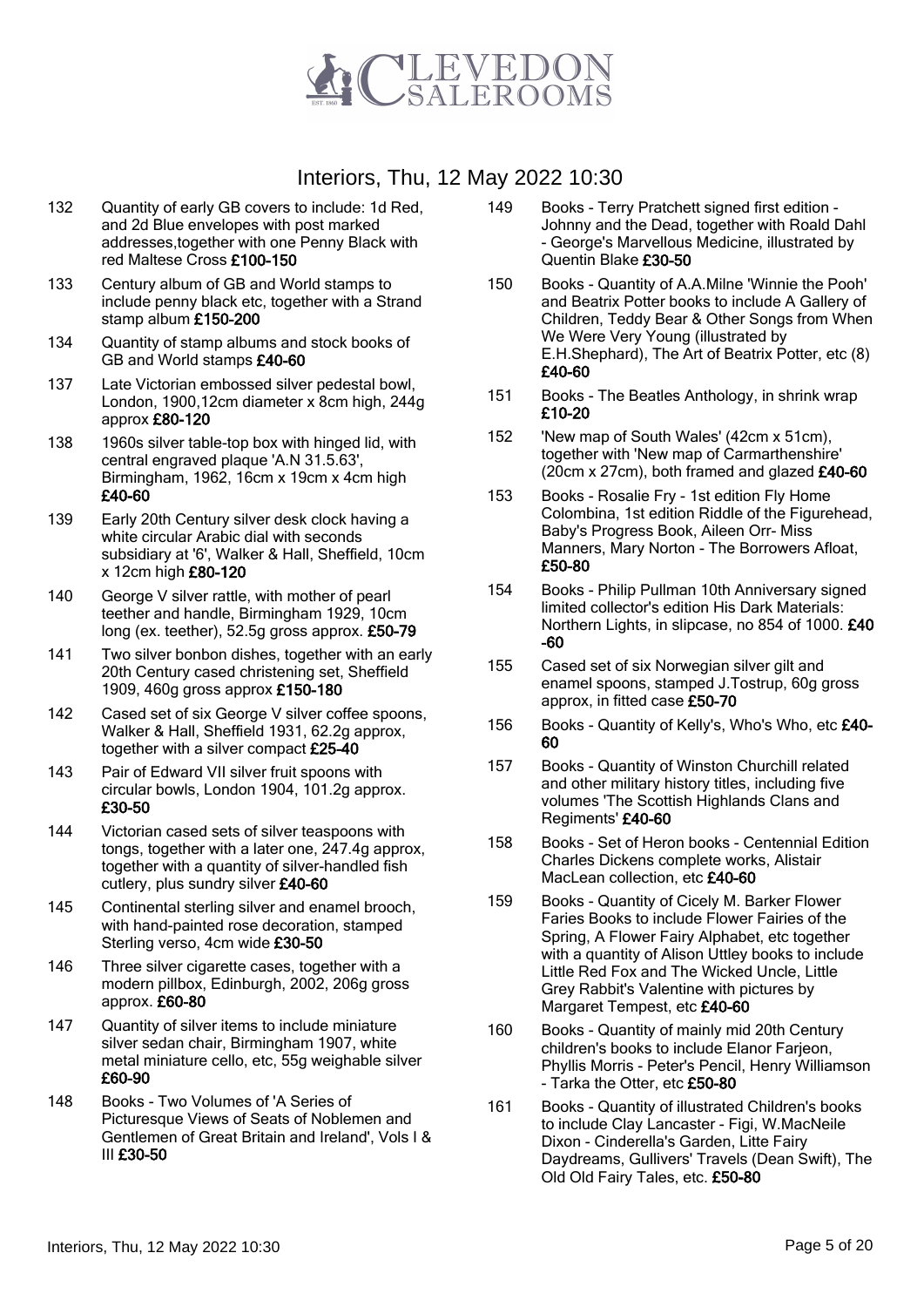# Interiors, Thu, 12 May 2022 10:30

132 Quantity of early GB covers to include: 1d Red, and 2d Blue envelopes with post marked addresses,together with one Penny Black with red Maltese Cross **£100-150**

133 Century album of GB and World stamps to include penny black etc, together with a Strand stamp album **£150-200**

134 Quantity of stamp albums and stock books of GB and World stamps **£40-60**

137 Late Victorian embossed silver pedestal bowl, London, 1900,12cm diameter x 8cm high, 244g approx **£80-120**

138 1960s silver table-top box with hinged lid, with central engraved plaque 'A.N 31.5.63', Birmingham, 1962, 16cm x 19cm x 4cm high **£40-60**

139 Early 20th Century silver desk clock having a white circular Arabic dial with seconds subsidiary at '6', Walker & Hall, Sheffield, 10cm x 12cm high **£80-120**

140 George V silver rattle, with mother of pearl teether and handle, Birmingham 1929, 10cm long (ex. teether), 52.5g gross approx. **£50-79**

141 Two silver bonbon dishes, together with an early 20th Century cased christening set, Sheffield 1909, 460g gross approx **£150-180**

142 Cased set of six George V silver coffee spoons, Walker & Hall, Sheffield 1931, 62.2g approx, together with a silver compact **£25-40**

143 Pair of Edward VII silver fruit spoons with circular bowls, London 1904, 101.2g approx. **£30-50**

144 Victorian cased sets of silver teaspoons with tongs, together with a later one, 247.4g approx, together with a quantity of silver-handled fish cutlery, plus sundry silver **£40-60**

145 Continental sterling silver and enamel brooch, with hand-painted rose decoration, stamped Sterling verso, 4cm wide **£30-50**

146 Three silver cigarette cases, together with a modern pillbox, Edinburgh, 2002, 206g gross approx. **£60-80**

147 Quantity of silver items to include miniature silver sedan chair, Birmingham 1907, white metal miniature cello, etc, 55g weighable silver **£60-90**

148 Books - Two Volumes of 'A Series of Picturesque Views of Seats of Noblemen and Gentlemen of Great Britain and Ireland', Vols I & III **£30-50**

149 Books - Terry Pratchett signed first edition - Johnny and the Dead, together with Roald Dahl - George's Marvellous Medicine, illustrated by Quentin Blake **£30-50**

150 Books - Quantity of A.A.Milne 'Winnie the Pooh' and Beatrix Potter books to include A Gallery of Children, Teddy Bear & Other Songs from When We Were Very Young (illustrated by E.H.Shephard), The Art of Beatrix Potter, etc (8) **£40-60**

151 Books - The Beatles Anthology, in shrink wrap **£10-20**

152 'New map of South Wales' (42cm x 51cm), together with 'New map of Carmarthenshire' (20cm x 27cm), both framed and glazed **£40-60**

153 Books - Rosalie Fry - 1st edition Fly Home Colombina, 1st edition Riddle of the Figurehead, Baby's Progress Book, Aileen Orr- Miss Manners, Mary Norton - The Borrowers Afloat, **£50-80**

154 Books - Philip Pullman 10th Anniversary signed limited collector's edition His Dark Materials: Northern Lights, in slipcase, no 854 of 1000. **£40-60**

155 Cased set of six Norwegian silver gilt and enamel spoons, stamped J.Tostrup, 60g gross approx, in fitted case **£50-70**

156 Books - Quantity of Kelly's, Who's Who, etc **£40-60**

157 Books - Quantity of Winston Churchill related and other military history titles, including five volumes 'The Scottish Highlands Clans and Regiments' **£40-60**

158 Books - Set of Heron books - Centennial Edition Charles Dickens complete works, Alistair MacLean collection, etc **£40-60**

159 Books - Quantity of Cicely M. Barker Flower Faries Books to include Flower Fairies of the Spring, A Flower Fairy Alphabet, etc together with a quantity of Alison Uttley books to include Little Red Fox and The Wicked Uncle, Little Grey Rabbit's Valentine with pictures by Margaret Tempest, etc **£40-60**

160 Books - Quantity of mainly mid 20th Century children's books to include Elanor Farjeon, Phyllis Morris - Peter's Pencil, Henry Williamson - Tarka the Otter, etc **£50-80**

161 Books - Quantity of illustrated Children's books to include Clay Lancaster - Figi, W.MacNeile Dixon - Cinderella's Garden, Litte Fairy Daydreams, Gullivers' Travels (Dean Swift), The Old Old Fairy Tales, etc. **£50-80**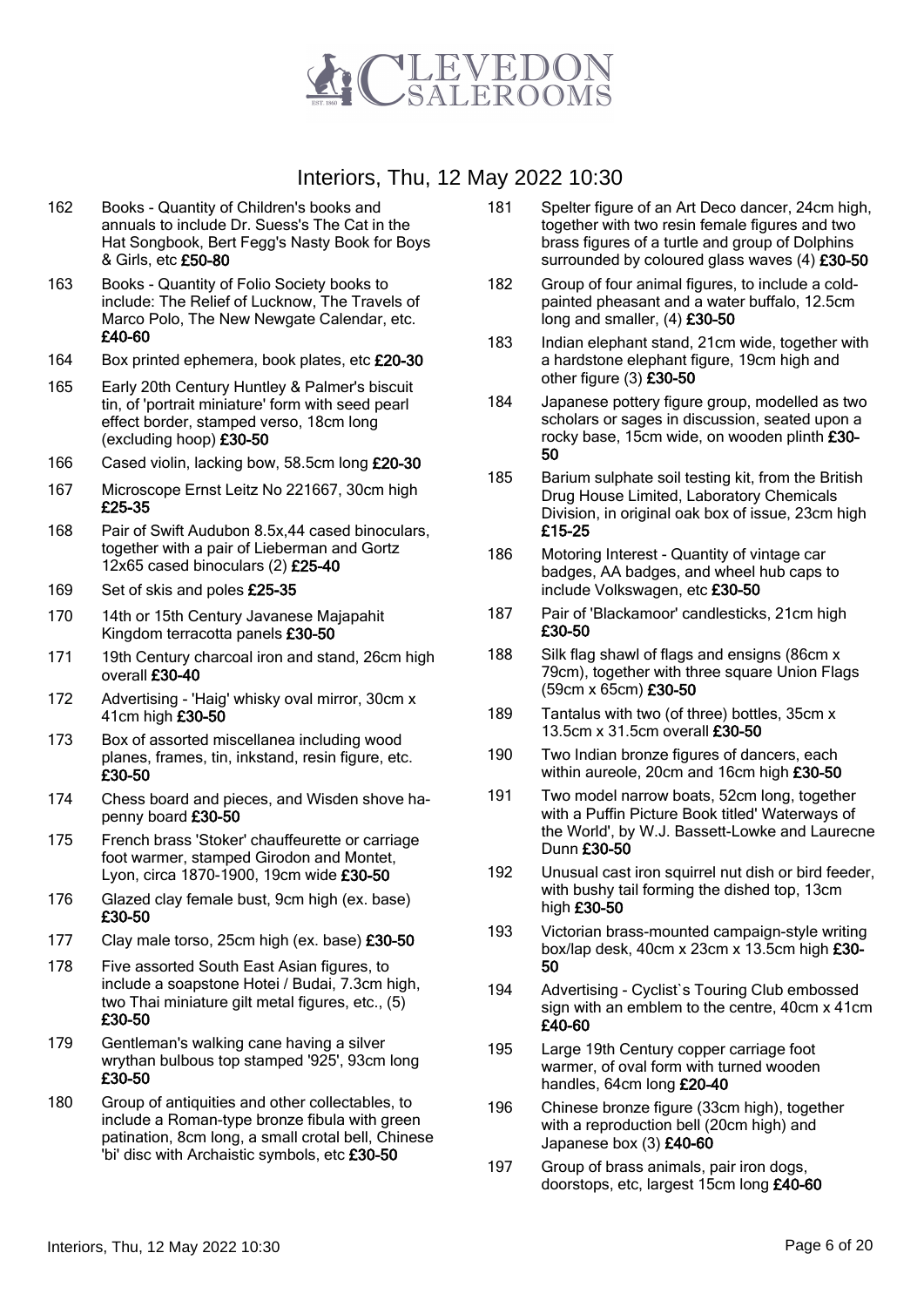# Interiors, Thu, 12 May 2022 10:30

162 Books - Quantity of Children's books and annuals to include Dr. Suess's The Cat in the Hat Songbook, Bert Fegg's Nasty Book for Boys & Girls, etc **£50-80**

163 Books - Quantity of Folio Society books to include: The Relief of Lucknow, The Travels of Marco Polo, The New Newgate Calendar, etc. **£40-60**

164 Box printed ephemera, book plates, etc **£20-30**

165 Early 20th Century Huntley & Palmer's biscuit tin, of 'portrait miniature' form with seed pearl effect border, stamped verso, 18cm long (excluding hoop) **£30-50**

166 Cased violin, lacking bow, 58.5cm long **£20-30**

167 Microscope Ernst Leitz No 221667, 30cm high **£25-35**

168 Pair of Swift Audubon 8.5x,44 cased binoculars, together with a pair of Lieberman and Gortz 12x65 cased binoculars (2) **£25-40**

169 Set of skis and poles **£25-35**

170 14th or 15th Century Javanese Majapahit Kingdom terracotta panels **£30-50**

171 19th Century charcoal iron and stand, 26cm high overall **£30-40**

172 Advertising - 'Haig' whisky oval mirror, 30cm x 41cm high **£30-50**

173 Box of assorted miscellanea including wood planes, frames, tin, inkstand, resin figure, etc. **£30-50**

174 Chess board and pieces, and Wisden shove ha-penny board **£30-50**

175 French brass 'Stoker' chauffeurette or carriage foot warmer, stamped Girodon and Montet, Lyon, circa 1870-1900, 19cm wide **£30-50**

176 Glazed clay female bust, 9cm high (ex. base) **£30-50**

177 Clay male torso, 25cm high (ex. base) **£30-50**

178 Five assorted South East Asian figures, to include a soapstone Hotei / Budai, 7.3cm high, two Thai miniature gilt metal figures, etc., (5) **£30-50**

179 Gentleman's walking cane having a silver wrythan bulbous top stamped '925', 93cm long **£30-50**

180 Group of antiquities and other collectables, to include a Roman-type bronze fibula with green patination, 8cm long, a small crotal bell, Chinese 'bi' disc with Archaistic symbols, etc **£30-50**

181 Spelter figure of an Art Deco dancer, 24cm high, together with two resin female figures and two brass figures of a turtle and group of Dolphins surrounded by coloured glass waves (4) **£30-50**

182 Group of four animal figures, to include a cold-painted pheasant and a water buffalo, 12.5cm long and smaller, (4) **£30-50**

183 Indian elephant stand, 21cm wide, together with a hardstone elephant figure, 19cm high and other figure (3) **£30-50**

184 Japanese pottery figure group, modelled as two scholars or sages in discussion, seated upon a rocky base, 15cm wide, on wooden plinth **£30-50**

185 Barium sulphate soil testing kit, from the British Drug House Limited, Laboratory Chemicals Division, in original oak box of issue, 23cm high **£15-25**

186 Motoring Interest - Quantity of vintage car badges, AA badges, and wheel hub caps to include Volkswagen, etc **£30-50**

187 Pair of 'Blackamoor' candlesticks, 21cm high **£30-50**

188 Silk flag shawl of flags and ensigns (86cm x 79cm), together with three square Union Flags (59cm x 65cm) **£30-50**

189 Tantalus with two (of three) bottles, 35cm x 13.5cm x 31.5cm overall **£30-50**

190 Two Indian bronze figures of dancers, each within aureole, 20cm and 16cm high **£30-50**

191 Two model narrow boats, 52cm long, together with a Puffin Picture Book titled' Waterways of the World', by W.J. Bassett-Lowke and Laurecne Dunn **£30-50**

192 Unusual cast iron squirrel nut dish or bird feeder, with bushy tail forming the dished top, 13cm high **£30-50**

193 Victorian brass-mounted campaign-style writing box/lap desk, 40cm x 23cm x 13.5cm high **£30-50**

194 Advertising - Cyclist`s Touring Club embossed sign with an emblem to the centre, 40cm x 41cm **£40-60**

195 Large 19th Century copper carriage foot warmer, of oval form with turned wooden handles, 64cm long **£20-40**

196 Chinese bronze figure (33cm high), together with a reproduction bell (20cm high) and Japanese box (3) **£40-60**

197 Group of brass animals, pair iron dogs, doorstops, etc, largest 15cm long **£40-60**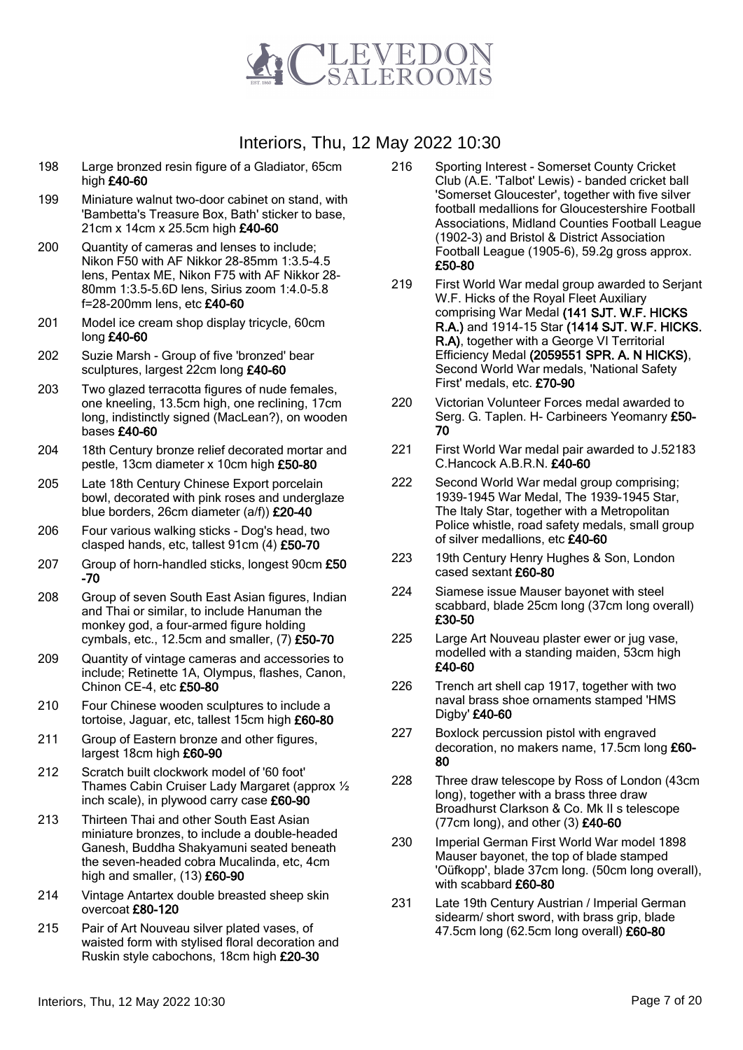# Interiors, Thu, 12 May 2022 10:30

198 Large bronzed resin figure of a Gladiator, 65cm high **£40-60**

199 Miniature walnut two-door cabinet on stand, with 'Bambetta's Treasure Box, Bath' sticker to base, 21cm x 14cm x 25.5cm high **£40-60**

200 Quantity of cameras and lenses to include; Nikon F50 with AF Nikkor 28-85mm 1:3.5-4.5 lens, Pentax ME, Nikon F75 with AF Nikkor 28-80mm 1:3.5-5.6D lens, Sirius zoom 1:4.0-5.8 f=28-200mm lens, etc **£40-60**

201 Model ice cream shop display tricycle, 60cm long **£40-60**

202 Suzie Marsh - Group of five 'bronzed' bear sculptures, largest 22cm long **£40-60**

203 Two glazed terracotta figures of nude females, one kneeling, 13.5cm high, one reclining, 17cm long, indistinctly signed (MacLean?), on wooden bases **£40-60**

204 18th Century bronze relief decorated mortar and pestle, 13cm diameter x 10cm high **£50-80**

205 Late 18th Century Chinese Export porcelain bowl, decorated with pink roses and underglaze blue borders, 26cm diameter (a/f)) **£20-40**

206 Four various walking sticks - Dog's head, two clasped hands, etc, tallest 91cm (4) **£50-70**

207 Group of horn-handled sticks, longest 90cm **£50-70**

208 Group of seven South East Asian figures, Indian and Thai or similar, to include Hanuman the monkey god, a four-armed figure holding cymbals, etc., 12.5cm and smaller, (7) **£50-70**

209 Quantity of vintage cameras and accessories to include; Retinette 1A, Olympus, flashes, Canon, Chinon CE-4, etc **£50-80**

210 Four Chinese wooden sculptures to include a tortoise, Jaguar, etc, tallest 15cm high **£60-80**

211 Group of Eastern bronze and other figures, largest 18cm high **£60-90**

212 Scratch built clockwork model of '60 foot' Thames Cabin Cruiser Lady Margaret (approx ½ inch scale), in plywood carry case **£60-90**

213 Thirteen Thai and other South East Asian miniature bronzes, to include a double-headed Ganesh, Buddha Shakyamuni seated beneath the seven-headed cobra Mucalinda, etc, 4cm high and smaller, (13) **£60-90**

214 Vintage Antartex double breasted sheep skin overcoat **£80-120**

215 Pair of Art Nouveau silver plated vases, of waisted form with stylised floral decoration and Ruskin style cabochons, 18cm high **£20-30**

216 Sporting Interest - Somerset County Cricket Club (A.E. 'Talbot' Lewis) - banded cricket ball 'Somerset Gloucester', together with five silver football medallions for Gloucestershire Football Associations, Midland Counties Football League (1902-3) and Bristol & District Association Football League (1905-6), 59.2g gross approx. **£50-80**

219 First World War medal group awarded to Serjant W.F. Hicks of the Royal Fleet Auxiliary comprising War Medal **(141 SJT. W.F. HICKS R.A.)** and 1914-15 Star **(1414 SJT. W.F. HICKS. R.A)**, together with a George VI Territorial Efficiency Medal **(2059551 SPR. A. N HICKS)**, Second World War medals, 'National Safety First' medals, etc. **£70-90**

220 Victorian Volunteer Forces medal awarded to Serg. G. Taplen. H- Carbineers Yeomanry **£50-70**

221 First World War medal pair awarded to J.52183 C.Hancock A.B.R.N. **£40-60**

222 Second World War medal group comprising; 1939-1945 War Medal, The 1939-1945 Star, The Italy Star, together with a Metropolitan Police whistle, road safety medals, small group of silver medallions, etc **£40-60**

223 19th Century Henry Hughes & Son, London cased sextant **£60-80**

224 Siamese issue Mauser bayonet with steel scabbard, blade 25cm long (37cm long overall) **£30-50**

225 Large Art Nouveau plaster ewer or jug vase, modelled with a standing maiden, 53cm high **£40-60**

226 Trench art shell cap 1917, together with two naval brass shoe ornaments stamped 'HMS Digby' **£40-60**

227 Boxlock percussion pistol with engraved decoration, no makers name, 17.5cm long **£60-80**

228 Three draw telescope by Ross of London (43cm long), together with a brass three draw Broadhurst Clarkson & Co. Mk II s telescope (77cm long), and other (3) **£40-60**

230 Imperial German First World War model 1898 Mauser bayonet, the top of blade stamped 'Oüfkopp', blade 37cm long. (50cm long overall), with scabbard **£60-80**

231 Late 19th Century Austrian / Imperial German sidearm/ short sword, with brass grip, blade 47.5cm long (62.5cm long overall) **£60-80**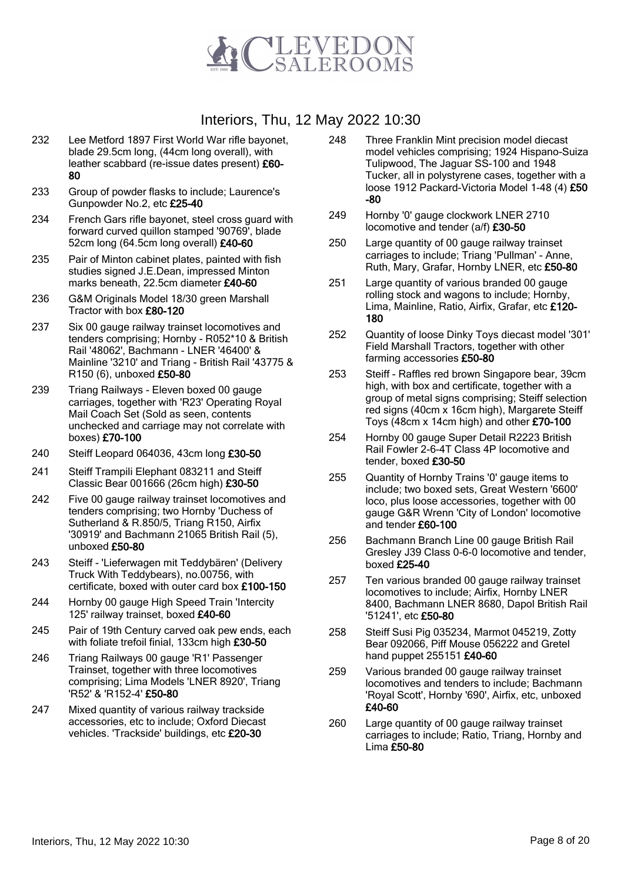# Interiors, Thu, 12 May 2022 10:30

232 Lee Metford 1897 First World War rifle bayonet, blade 29.5cm long, (44cm long overall), with leather scabbard (re-issue dates present) **£60-80**

233 Group of powder flasks to include; Laurence's Gunpowder No.2, etc **£25-40**

234 French Gars rifle bayonet, steel cross guard with forward curved quillon stamped '90769', blade 52cm long (64.5cm long overall) **£40-60**

235 Pair of Minton cabinet plates, painted with fish studies signed J.E.Dean, impressed Minton marks beneath, 22.5cm diameter **£40-60**

236 G&M Originals Model 18/30 green Marshall Tractor with box **£80-120**

237 Six 00 gauge railway trainset locomotives and tenders comprising; Hornby - R052*10 & British Rail '48062', Bachmann - LNER '46400' & Mainline '3210' and Triang - British Rail '43775 & R150 (6), unboxed **£50-80**

239 Triang Railways - Eleven boxed 00 gauge carriages, together with 'R23' Operating Royal Mail Coach Set (Sold as seen, contents unchecked and carriage may not correlate with boxes) **£70-100**

240 Steiff Leopard 064036, 43cm long **£30-50**

241 Steiff Trampili Elephant 083211 and Steiff Classic Bear 001666 (26cm high) **£30-50**

242 Five 00 gauge railway trainset locomotives and tenders comprising; two Hornby 'Duchess of Sutherland & R.850/5, Triang R150, Airfix '30919' and Bachmann 21065 British Rail (5), unboxed **£50-80**

243 Steiff - 'Lieferwagen mit Teddybären' (Delivery Truck With Teddybears), no.00756, with certificate, boxed with outer card box **£100-150**

244 Hornby 00 gauge High Speed Train 'Intercity 125' railway trainset, boxed **£40-60**

245 Pair of 19th Century carved oak pew ends, each with foliate trefoil finial, 133cm high **£30-50**

246 Triang Railways 00 gauge 'R1' Passenger Trainset, together with three locomotives comprising; Lima Models 'LNER 8920', Triang 'R52' & 'R152-4' **£50-80**

247 Mixed quantity of various railway trackside accessories, etc to include; Oxford Diecast vehicles. 'Trackside' buildings, etc **£20-30**

248 Three Franklin Mint precision model diecast model vehicles comprising; 1924 Hispano-Suiza Tulipwood, The Jaguar SS-100 and 1948 Tucker, all in polystyrene cases, together with a loose 1912 Packard-Victoria Model 1-48 (4) **£50-80**

249 Hornby '0' gauge clockwork LNER 2710 locomotive and tender (a/f) **£30-50**

250 Large quantity of 00 gauge railway trainset carriages to include; Triang 'Pullman' - Anne, Ruth, Mary, Grafar, Hornby LNER, etc **£50-80**

251 Large quantity of various branded 00 gauge rolling stock and wagons to include; Hornby, Lima, Mainline, Ratio, Airfix, Grafar, etc **£120-180**

252 Quantity of loose Dinky Toys diecast model '301' Field Marshall Tractors, together with other farming accessories **£50-80**

253 Steiff - Raffles red brown Singapore bear, 39cm high, with box and certificate, together with a group of metal signs comprising; Steiff selection red signs (40cm x 16cm high), Margarete Steiff Toys (48cm x 14cm high) and other **£70-100**

254 Hornby 00 gauge Super Detail R2223 British Rail Fowler 2-6-4T Class 4P locomotive and tender, boxed **£30-50**

255 Quantity of Hornby Trains '0' gauge items to include; two boxed sets, Great Western '6600' loco, plus loose accessories, together with 00 gauge G&R Wrenn 'City of London' locomotive and tender **£60-100**

256 Bachmann Branch Line 00 gauge British Rail Gresley J39 Class 0-6-0 locomotive and tender, boxed **£25-40**

257 Ten various branded 00 gauge railway trainset locomotives to include; Airfix, Hornby LNER 8400, Bachmann LNER 8680, Dapol British Rail '51241', etc **£50-80**

258 Steiff Susi Pig 035234, Marmot 045219, Zotty Bear 092066, Piff Mouse 056222 and Gretel hand puppet 255151 **£40-60**

259 Various branded 00 gauge railway trainset locomotives and tenders to include; Bachmann 'Royal Scott', Hornby '690', Airfix, etc, unboxed **£40-60**

260 Large quantity of 00 gauge railway trainset carriages to include; Ratio, Triang, Hornby and Lima **£50-80**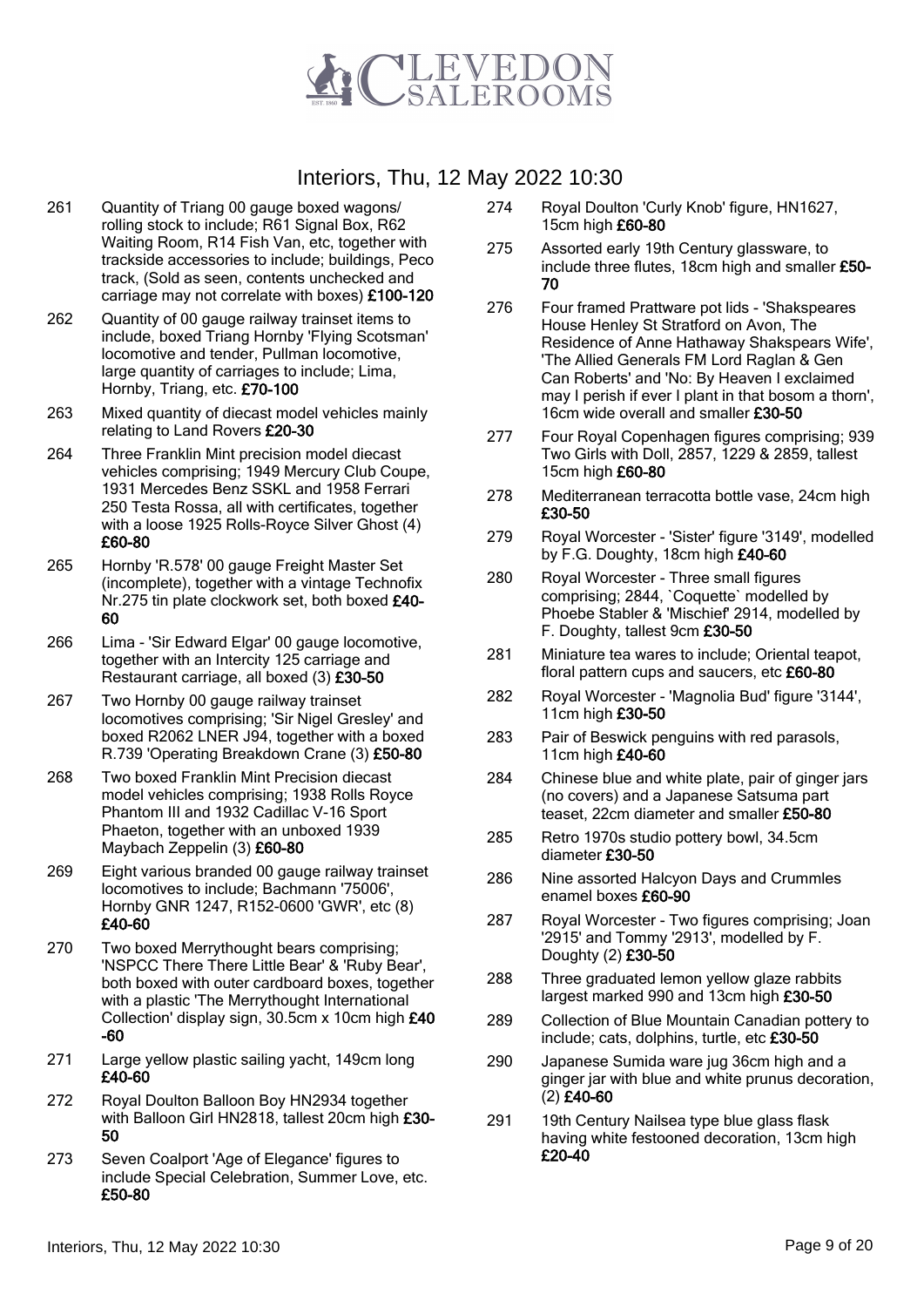# CLEVEDON SALEROOMS

## Interiors, Thu, 12 May 2022 10:30

261 Quantity of Triang 00 gauge boxed wagons/ rolling stock to include; R61 Signal Box, R62 Waiting Room, R14 Fish Van, etc, together with trackside accessories to include; buildings, Peco track, (Sold as seen, contents unchecked and carriage may not correlate with boxes) **£100-120**

262 Quantity of 00 gauge railway trainset items to include, boxed Triang Hornby 'Flying Scotsman' locomotive and tender, Pullman locomotive, large quantity of carriages to include; Lima, Hornby, Triang, etc. **£70-100**

263 Mixed quantity of diecast model vehicles mainly relating to Land Rovers **£20-30**

264 Three Franklin Mint precision model diecast vehicles comprising; 1949 Mercury Club Coupe, 1931 Mercedes Benz SSKL and 1958 Ferrari 250 Testa Rossa, all with certificates, together with a loose 1925 Rolls-Royce Silver Ghost (4) **£60-80**

265 Hornby 'R.578' 00 gauge Freight Master Set (incomplete), together with a vintage Technofix Nr.275 tin plate clockwork set, both boxed **£40-60**

266 Lima - 'Sir Edward Elgar' 00 gauge locomotive, together with an Intercity 125 carriage and Restaurant carriage, all boxed (3) **£30-50**

267 Two Hornby 00 gauge railway trainset locomotives comprising; 'Sir Nigel Gresley' and boxed R2062 LNER J94, together with a boxed R.739 'Operating Breakdown Crane (3) **£50-80**

268 Two boxed Franklin Mint Precision diecast model vehicles comprising; 1938 Rolls Royce Phantom III and 1932 Cadillac V-16 Sport Phaeton, together with an unboxed 1939 Maybach Zeppelin (3) **£60-80**

269 Eight various branded 00 gauge railway trainset locomotives to include; Bachmann '75006', Hornby GNR 1247, R152-0600 'GWR', etc (8) **£40-60**

270 Two boxed Merrythought bears comprising; 'NSPCC There There Little Bear' & 'Ruby Bear', both boxed with outer cardboard boxes, together with a plastic 'The Merrythought International Collection' display sign, 30.5cm x 10cm high **£40-60**

271 Large yellow plastic sailing yacht, 149cm long **£40-60**

272 Royal Doulton Balloon Boy HN2934 together with Balloon Girl HN2818, tallest 20cm high **£30-50**

273 Seven Coalport 'Age of Elegance' figures to include Special Celebration, Summer Love, etc. **£50-80**

274 Royal Doulton 'Curly Knob' figure, HN1627, 15cm high **£60-80**

275 Assorted early 19th Century glassware, to include three flutes, 18cm high and smaller **£50-70**

276 Four framed Prattware pot lids - 'Shakspeares House Henley St Stratford on Avon, The Residence of Anne Hathaway Shakspears Wife', 'The Allied Generals FM Lord Raglan & Gen Can Roberts' and 'No: By Heaven I exclaimed may I perish if ever I plant in that bosom a thorn', 16cm wide overall and smaller **£30-50**

277 Four Royal Copenhagen figures comprising; 939 Two Girls with Doll, 2857, 1229 & 2859, tallest 15cm high **£60-80**

278 Mediterranean terracotta bottle vase, 24cm high **£30-50**

279 Royal Worcester - 'Sister' figure '3149', modelled by F.G. Doughty, 18cm high **£40-60**

280 Royal Worcester - Three small figures comprising; 2844, `Coquette` modelled by Phoebe Stabler & 'Mischief' 2914, modelled by F. Doughty, tallest 9cm **£30-50**

281 Miniature tea wares to include; Oriental teapot, floral pattern cups and saucers, etc **£60-80**

282 Royal Worcester - 'Magnolia Bud' figure '3144', 11cm high **£30-50**

283 Pair of Beswick penguins with red parasols, 11cm high **£40-60**

284 Chinese blue and white plate, pair of ginger jars (no covers) and a Japanese Satsuma part teaset, 22cm diameter and smaller **£50-80**

285 Retro 1970s studio pottery bowl, 34.5cm diameter **£30-50**

286 Nine assorted Halcyon Days and Crummles enamel boxes **£60-90**

287 Royal Worcester - Two figures comprising; Joan '2915' and Tommy '2913', modelled by F. Doughty (2) **£30-50**

288 Three graduated lemon yellow glaze rabbits largest marked 990 and 13cm high **£30-50**

289 Collection of Blue Mountain Canadian pottery to include; cats, dolphins, turtle, etc **£30-50**

290 Japanese Sumida ware jug 36cm high and a ginger jar with blue and white prunus decoration, (2) **£40-60**

291 19th Century Nailsea type blue glass flask having white festooned decoration, 13cm high **£20-40**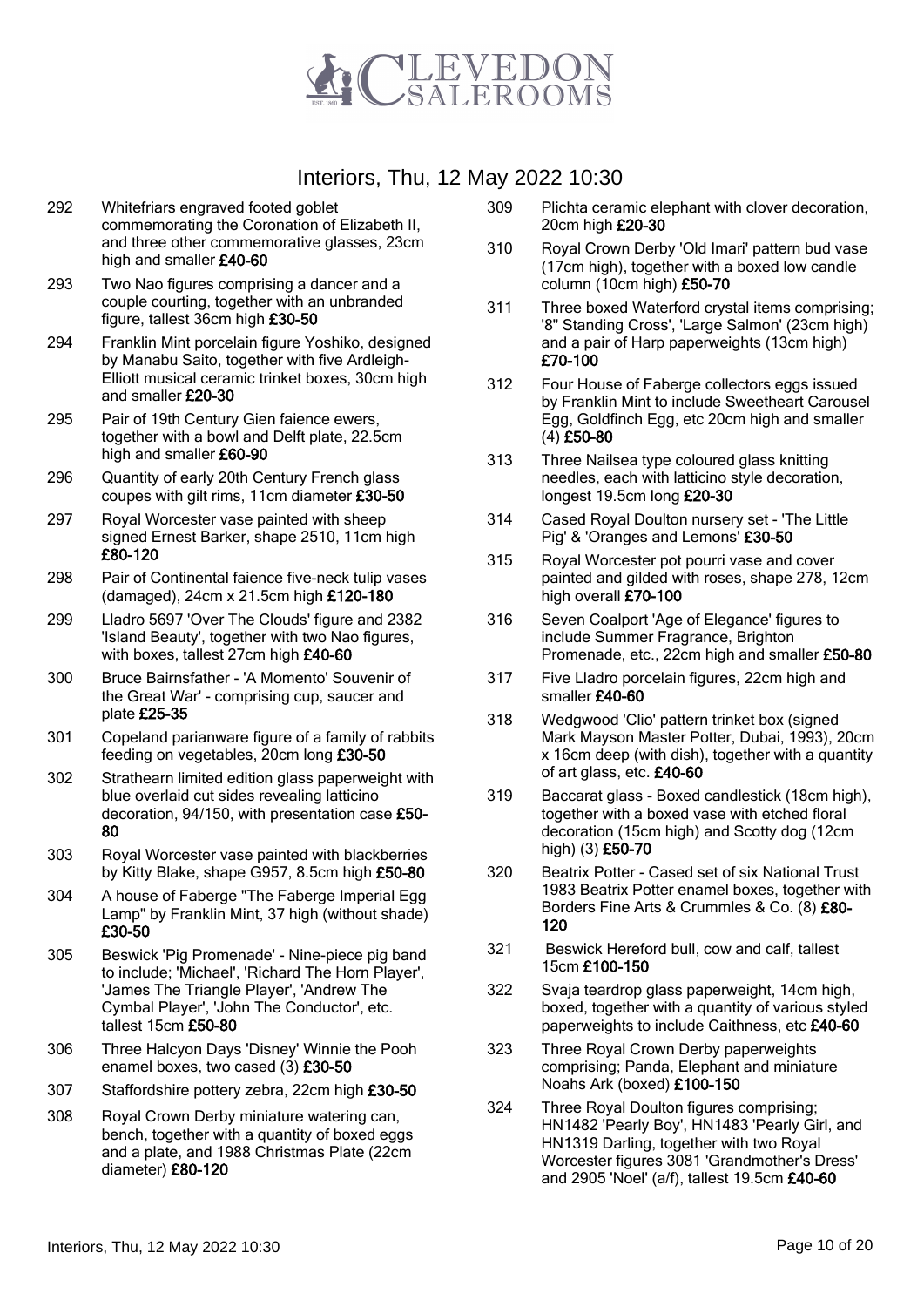# Interiors, Thu, 12 May 2022 10:30

292 Whitefriars engraved footed goblet commemorating the Coronation of Elizabeth II, and three other commemorative glasses, 23cm high and smaller **£40-60**

293 Two Nao figures comprising a dancer and a couple courting, together with an unbranded figure, tallest 36cm high **£30-50**

294 Franklin Mint porcelain figure Yoshiko, designed by Manabu Saito, together with five Ardleigh-Elliott musical ceramic trinket boxes, 30cm high and smaller **£20-30**

295 Pair of 19th Century Gien faience ewers, together with a bowl and Delft plate, 22.5cm high and smaller **£60-90**

296 Quantity of early 20th Century French glass coupes with gilt rims, 11cm diameter **£30-50**

297 Royal Worcester vase painted with sheep signed Ernest Barker, shape 2510, 11cm high **£80-120**

298 Pair of Continental faience five-neck tulip vases (damaged), 24cm x 21.5cm high **£120-180**

299 Lladro 5697 'Over The Clouds' figure and 2382 'Island Beauty', together with two Nao figures, with boxes, tallest 27cm high **£40-60**

300 Bruce Bairnsfather - 'A Momento' Souvenir of the Great War' - comprising cup, saucer and plate **£25-35**

301 Copeland parianware figure of a family of rabbits feeding on vegetables, 20cm long **£30-50**

302 Strathearn limited edition glass paperweight with blue overlaid cut sides revealing latticino decoration, 94/150, with presentation case **£50-80**

303 Royal Worcester vase painted with blackberries by Kitty Blake, shape G957, 8.5cm high **£50-80**

304 A house of Faberge "The Faberge Imperial Egg Lamp" by Franklin Mint, 37 high (without shade) **£30-50**

305 Beswick 'Pig Promenade' - Nine-piece pig band to include; 'Michael', 'Richard The Horn Player', 'James The Triangle Player', 'Andrew The Cymbal Player', 'John The Conductor', etc. tallest 15cm **£50-80**

306 Three Halcyon Days 'Disney' Winnie the Pooh enamel boxes, two cased (3) **£30-50**

307 Staffordshire pottery zebra, 22cm high **£30-50**

308 Royal Crown Derby miniature watering can, bench, together with a quantity of boxed eggs and a plate, and 1988 Christmas Plate (22cm diameter) **£80-120**

309 Plichta ceramic elephant with clover decoration, 20cm high **£20-30**

310 Royal Crown Derby 'Old Imari' pattern bud vase (17cm high), together with a boxed low candle column (10cm high) **£50-70**

311 Three boxed Waterford crystal items comprising; '8" Standing Cross', 'Large Salmon' (23cm high) and a pair of Harp paperweights (13cm high) **£70-100**

312 Four House of Faberge collectors eggs issued by Franklin Mint to include Sweetheart Carousel Egg, Goldfinch Egg, etc 20cm high and smaller (4) **£50-80**

313 Three Nailsea type coloured glass knitting needles, each with latticino style decoration, longest 19.5cm long **£20-30**

314 Cased Royal Doulton nursery set - 'The Little Pig' & 'Oranges and Lemons' **£30-50**

315 Royal Worcester pot pourri vase and cover painted and gilded with roses, shape 278, 12cm high overall **£70-100**

316 Seven Coalport 'Age of Elegance' figures to include Summer Fragrance, Brighton Promenade, etc., 22cm high and smaller **£50-80**

317 Five Lladro porcelain figures, 22cm high and smaller **£40-60**

318 Wedgwood 'Clio' pattern trinket box (signed Mark Mayson Master Potter, Dubai, 1993), 20cm x 16cm deep (with dish), together with a quantity of art glass, etc. **£40-60**

319 Baccarat glass - Boxed candlestick (18cm high), together with a boxed vase with etched floral decoration (15cm high) and Scotty dog (12cm high) (3) **£50-70**

320 Beatrix Potter - Cased set of six National Trust 1983 Beatrix Potter enamel boxes, together with Borders Fine Arts & Crummles & Co. (8) **£80-120**

321 Beswick Hereford bull, cow and calf, tallest 15cm **£100-150**

322 Svaja teardrop glass paperweight, 14cm high, boxed, together with a quantity of various styled paperweights to include Caithness, etc **£40-60**

323 Three Royal Crown Derby paperweights comprising; Panda, Elephant and miniature Noahs Ark (boxed) **£100-150**

324 Three Royal Doulton figures comprising; HN1482 'Pearly Boy', HN1483 'Pearly Girl, and HN1319 Darling, together with two Royal Worcester figures 3081 'Grandmother's Dress' and 2905 'Noel' (a/f), tallest 19.5cm **£40-60**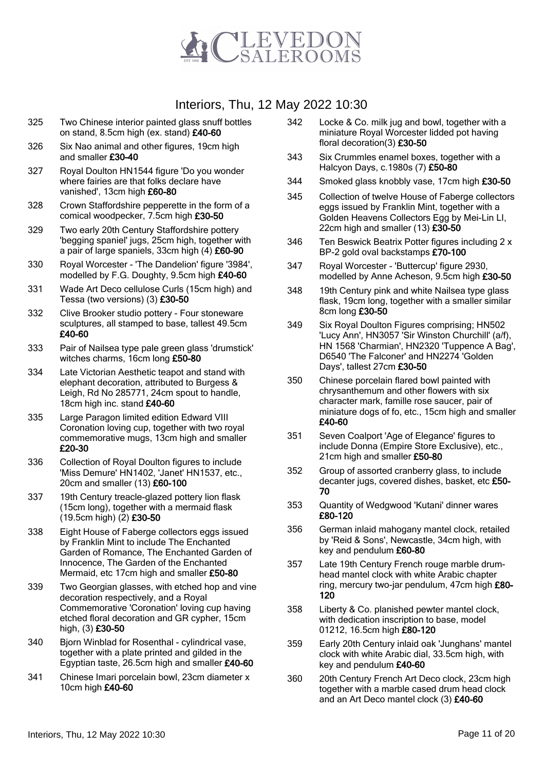# Interiors, Thu, 12 May 2022 10:30

325 Two Chinese interior painted glass snuff bottles on stand, 8.5cm high (ex. stand) **£40-60**

326 Six Nao animal and other figures, 19cm high and smaller **£30-40**

327 Royal Doulton HN1544 figure 'Do you wonder where fairies are that folks declare have vanished', 13cm high **£60-80**

328 Crown Staffordshire pepperette in the form of a comical woodpecker, 7.5cm high **£30-50**

329 Two early 20th Century Staffordshire pottery 'begging spaniel' jugs, 25cm high, together with a pair of large spaniels, 33cm high (4) **£60-90**

330 Royal Worcester - 'The Dandelion' figure '3984', modelled by F.G. Doughty, 9.5cm high **£40-60**

331 Wade Art Deco cellulose Curls (15cm high) and Tessa (two versions) (3) **£30-50**

332 Clive Brooker studio pottery - Four stoneware sculptures, all stamped to base, tallest 49.5cm **£40-60**

333 Pair of Nailsea type pale green glass 'drumstick' witches charms, 16cm long **£50-80**

334 Late Victorian Aesthetic teapot and stand with elephant decoration, attributed to Burgess & Leigh, Rd No 285771, 24cm spout to handle, 18cm high inc. stand **£40-60**

335 Large Paragon limited edition Edward VIII Coronation loving cup, together with two royal commemorative mugs, 13cm high and smaller **£20-30**

336 Collection of Royal Doulton figures to include 'Miss Demure' HN1402, 'Janet' HN1537, etc., 20cm and smaller (13) **£60-100**

337 19th Century treacle-glazed pottery lion flask (15cm long), together with a mermaid flask (19.5cm high) (2) **£30-50**

338 Eight House of Faberge collectors eggs issued by Franklin Mint to include The Enchanted Garden of Romance, The Enchanted Garden of Innocence, The Garden of the Enchanted Mermaid, etc 17cm high and smaller **£50-80**

339 Two Georgian glasses, with etched hop and vine decoration respectively, and a Royal Commemorative 'Coronation' loving cup having etched floral decoration and GR cypher, 15cm high, (3) **£30-50**

340 Bjorn Winblad for Rosenthal - cylindrical vase, together with a plate printed and gilded in the Egyptian taste, 26.5cm high and smaller **£40-60**

341 Chinese Imari porcelain bowl, 23cm diameter x 10cm high **£40-60**

342 Locke & Co. milk jug and bowl, together with a miniature Royal Worcester lidded pot having floral decoration(3) **£30-50**

343 Six Crummles enamel boxes, together with a Halcyon Days, c.1980s (7) **£50-80**

344 Smoked glass knobbly vase, 17cm high **£30-50**

345 Collection of twelve House of Faberge collectors eggs issued by Franklin Mint, together with a Golden Heavens Collectors Egg by Mei-Lin LI, 22cm high and smaller (13) **£30-50**

346 Ten Beswick Beatrix Potter figures including 2 x BP-2 gold oval backstamps **£70-100**

347 Royal Worcester - 'Buttercup' figure 2930, modelled by Anne Acheson, 9.5cm high **£30-50**

348 19th Century pink and white Nailsea type glass flask, 19cm long, together with a smaller similar 8cm long **£30-50**

349 Six Royal Doulton Figures comprising; HN502 'Lucy Ann', HN3057 'Sir Winston Churchill' (a/f), HN 1568 'Charmian', HN2320 'Tuppence A Bag', D6540 'The Falconer' and HN2274 'Golden Days', tallest 27cm **£30-50**

350 Chinese porcelain flared bowl painted with chrysanthemum and other flowers with six character mark, famille rose saucer, pair of miniature dogs of fo, etc., 15cm high and smaller **£40-60**

351 Seven Coalport 'Age of Elegance' figures to include Donna (Empire Store Exclusive), etc., 21cm high and smaller **£50-80**

352 Group of assorted cranberry glass, to include decanter jugs, covered dishes, basket, etc **£50-70**

353 Quantity of Wedgwood 'Kutani' dinner wares **£80-120**

356 German inlaid mahogany mantel clock, retailed by 'Reid & Sons', Newcastle, 34cm high, with key and pendulum **£60-80**

357 Late 19th Century French rouge marble drum-head mantel clock with white Arabic chapter ring, mercury two-jar pendulum, 47cm high **£80-120**

358 Liberty & Co. planished pewter mantel clock, with dedication inscription to base, model 01212, 16.5cm high **£80-120**

359 Early 20th Century inlaid oak 'Junghans' mantel clock with white Arabic dial, 33.5cm high, with key and pendulum **£40-60**

360 20th Century French Art Deco clock, 23cm high together with a marble cased drum head clock and an Art Deco mantel clock (3) **£40-60**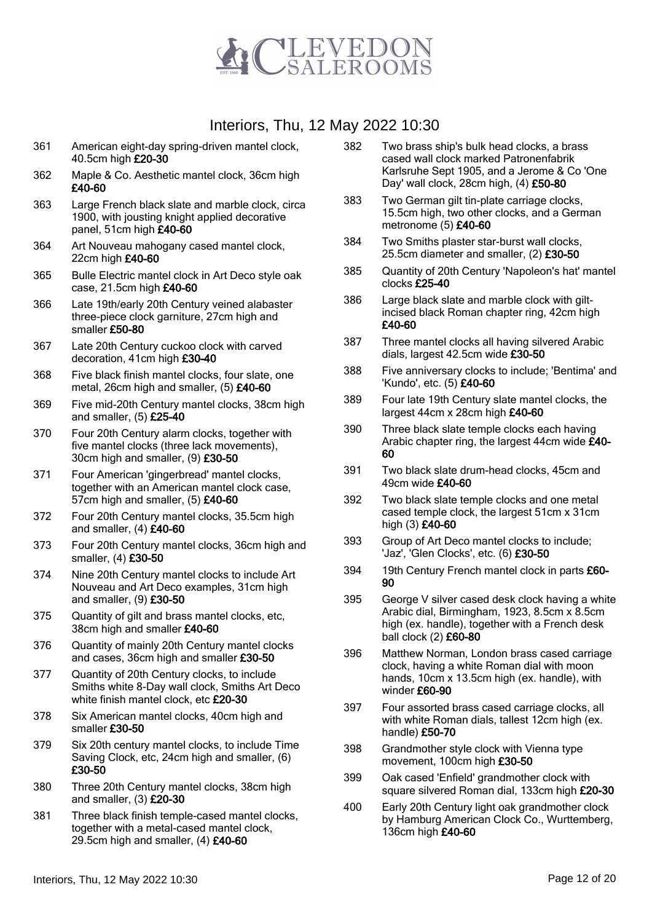# CLEVEDON SALEROOMS

## Interiors, Thu, 12 May 2022 10:30

361 American eight-day spring-driven mantel clock, 40.5cm high **£20-30**

362 Maple & Co. Aesthetic mantel clock, 36cm high **£40-60**

363 Large French black slate and marble clock, circa 1900, with jousting knight applied decorative panel, 51cm high **£40-60**

364 Art Nouveau mahogany cased mantel clock, 22cm high **£40-60**

365 Bulle Electric mantel clock in Art Deco style oak case, 21.5cm high **£40-60**

366 Late 19th/early 20th Century veined alabaster three-piece clock garniture, 27cm high and smaller **£50-80**

367 Late 20th Century cuckoo clock with carved decoration, 41cm high **£30-40**

368 Five black finish mantel clocks, four slate, one metal, 26cm high and smaller, (5) **£40-60**

369 Five mid-20th Century mantel clocks, 38cm high and smaller, (5) **£25-40**

370 Four 20th Century alarm clocks, together with five mantel clocks (three lack movements), 30cm high and smaller, (9) **£30-50**

371 Four American 'gingerbread' mantel clocks, together with an American mantel clock case, 57cm high and smaller, (5) **£40-60**

372 Four 20th Century mantel clocks, 35.5cm high and smaller, (4) **£40-60**

373 Four 20th Century mantel clocks, 36cm high and smaller, (4) **£30-50**

374 Nine 20th Century mantel clocks to include Art Nouveau and Art Deco examples, 31cm high and smaller, (9) **£30-50**

375 Quantity of gilt and brass mantel clocks, etc, 38cm high and smaller **£40-60**

376 Quantity of mainly 20th Century mantel clocks and cases, 36cm high and smaller **£30-50**

377 Quantity of 20th Century clocks, to include Smiths white 8-Day wall clock, Smiths Art Deco white finish mantel clock, etc **£20-30**

378 Six American mantel clocks, 40cm high and smaller **£30-50**

379 Six 20th century mantel clocks, to include Time Saving Clock, etc, 24cm high and smaller, (6) **£30-50**

380 Three 20th Century mantel clocks, 38cm high and smaller, (3) **£20-30**

381 Three black finish temple-cased mantel clocks, together with a metal-cased mantel clock, 29.5cm high and smaller, (4) **£40-60**

382 Two brass ship's bulk head clocks, a brass cased wall clock marked Patronenfabrik Karlsruhe Sept 1905, and a Jerome & Co 'One Day' wall clock, 28cm high, (4) **£50-80**

383 Two German gilt tin-plate carriage clocks, 15.5cm high, two other clocks, and a German metronome (5) **£40-60**

384 Two Smiths plaster star-burst wall clocks, 25.5cm diameter and smaller, (2) **£30-50**

385 Quantity of 20th Century 'Napoleon's hat' mantel clocks **£25-40**

386 Large black slate and marble clock with gilt-incised black Roman chapter ring, 42cm high **£40-60**

387 Three mantel clocks all having silvered Arabic dials, largest 42.5cm wide **£30-50**

388 Five anniversary clocks to include; 'Bentima' and 'Kundo', etc. (5) **£40-60**

389 Four late 19th Century slate mantel clocks, the largest 44cm x 28cm high **£40-60**

390 Three black slate temple clocks each having Arabic chapter ring, the largest 44cm wide **£40-60**

391 Two black slate drum-head clocks, 45cm and 49cm wide **£40-60**

392 Two black slate temple clocks and one metal cased temple clock, the largest 51cm x 31cm high (3) **£40-60**

393 Group of Art Deco mantel clocks to include; 'Jaz', 'Glen Clocks', etc. (6) **£30-50**

394 19th Century French mantel clock in parts **£60-90**

395 George V silver cased desk clock having a white Arabic dial, Birmingham, 1923, 8.5cm x 8.5cm high (ex. handle), together with a French desk ball clock (2) **£60-80**

396 Matthew Norman, London brass cased carriage clock, having a white Roman dial with moon hands, 10cm x 13.5cm high (ex. handle), with winder **£60-90**

397 Four assorted brass cased carriage clocks, all with white Roman dials, tallest 12cm high (ex. handle) **£50-70**

398 Grandmother style clock with Vienna type movement, 100cm high **£30-50**

399 Oak cased 'Enfield' grandmother clock with square silvered Roman dial, 133cm high **£20-30**

400 Early 20th Century light oak grandmother clock by Hamburg American Clock Co., Wurttemberg, 136cm high **£40-60**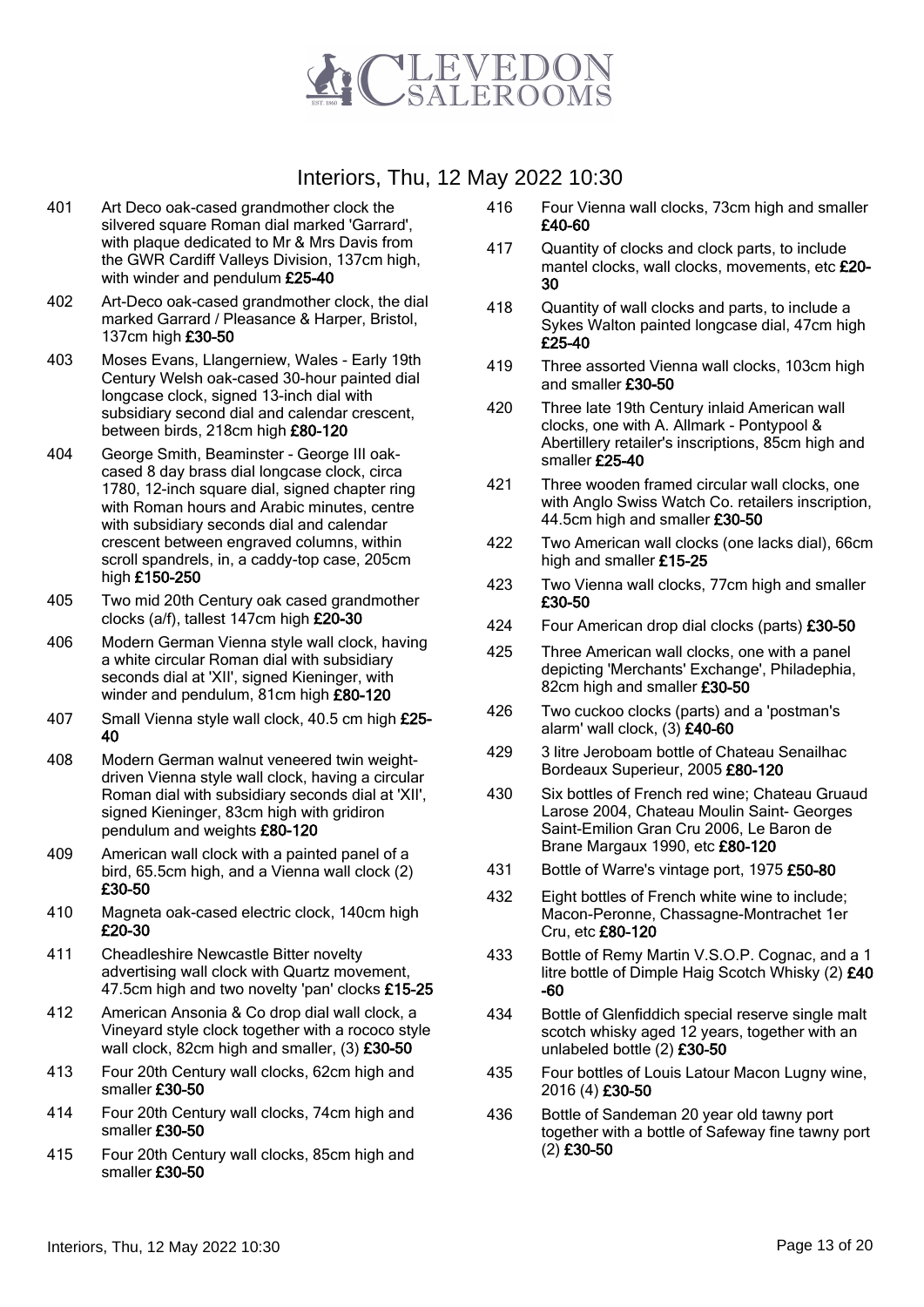# Interiors, Thu, 12 May 2022 10:30

401 Art Deco oak-cased grandmother clock the silvered square Roman dial marked 'Garrard', with plaque dedicated to Mr & Mrs Davis from the GWR Cardiff Valleys Division, 137cm high, with winder and pendulum **£25-40**

402 Art-Deco oak-cased grandmother clock, the dial marked Garrard / Pleasance & Harper, Bristol, 137cm high **£30-50**

403 Moses Evans, Llangerniew, Wales - Early 19th Century Welsh oak-cased 30-hour painted dial longcase clock, signed 13-inch dial with subsidiary second dial and calendar crescent, between birds, 218cm high **£80-120**

404 George Smith, Beaminster - George III oak-cased 8 day brass dial longcase clock, circa 1780, 12-inch square dial, signed chapter ring with Roman hours and Arabic minutes, centre with subsidiary seconds dial and calendar crescent between engraved columns, within scroll spandrels, in, a caddy-top case, 205cm high **£150-250**

405 Two mid 20th Century oak cased grandmother clocks (a/f), tallest 147cm high **£20-30**

406 Modern German Vienna style wall clock, having a white circular Roman dial with subsidiary seconds dial at 'XII', signed Kieninger, with winder and pendulum, 81cm high **£80-120**

407 Small Vienna style wall clock, 40.5 cm high **£25-40**

408 Modern German walnut veneered twin weight-driven Vienna style wall clock, having a circular Roman dial with subsidiary seconds dial at 'XII', signed Kieninger, 83cm high with gridiron pendulum and weights **£80-120**

409 American wall clock with a painted panel of a bird, 65.5cm high, and a Vienna wall clock (2) **£30-50**

410 Magneta oak-cased electric clock, 140cm high **£20-30**

411 Cheadleshire Newcastle Bitter novelty advertising wall clock with Quartz movement, 47.5cm high and two novelty 'pan' clocks **£15-25**

412 American Ansonia & Co drop dial wall clock, a Vineyard style clock together with a rococo style wall clock, 82cm high and smaller, (3) **£30-50**

413 Four 20th Century wall clocks, 62cm high and smaller **£30-50**

414 Four 20th Century wall clocks, 74cm high and smaller **£30-50**

415 Four 20th Century wall clocks, 85cm high and smaller **£30-50**

416 Four Vienna wall clocks, 73cm high and smaller **£40-60**

417 Quantity of clocks and clock parts, to include mantel clocks, wall clocks, movements, etc **£20-30**

418 Quantity of wall clocks and parts, to include a Sykes Walton painted longcase dial, 47cm high **£25-40**

419 Three assorted Vienna wall clocks, 103cm high and smaller **£30-50**

420 Three late 19th Century inlaid American wall clocks, one with A. Allmark - Pontypool & Abertillery retailer's inscriptions, 85cm high and smaller **£25-40**

421 Three wooden framed circular wall clocks, one with Anglo Swiss Watch Co. retailers inscription, 44.5cm high and smaller **£30-50**

422 Two American wall clocks (one lacks dial), 66cm high and smaller **£15-25**

423 Two Vienna wall clocks, 77cm high and smaller **£30-50**

424 Four American drop dial clocks (parts) **£30-50**

425 Three American wall clocks, one with a panel depicting 'Merchants' Exchange', Philadephia, 82cm high and smaller **£30-50**

426 Two cuckoo clocks (parts) and a 'postman's alarm' wall clock, (3) **£40-60**

429 3 litre Jeroboam bottle of Chateau Senailhac Bordeaux Superieur, 2005 **£80-120**

430 Six bottles of French red wine; Chateau Gruaud Larose 2004, Chateau Moulin Saint- Georges Saint-Emilion Gran Cru 2006, Le Baron de Brane Margaux 1990, etc **£80-120**

431 Bottle of Warre's vintage port, 1975 **£50-80**

432 Eight bottles of French white wine to include; Macon-Peronne, Chassagne-Montrachet 1er Cru, etc **£80-120**

433 Bottle of Remy Martin V.S.O.P. Cognac, and a 1 litre bottle of Dimple Haig Scotch Whisky (2) **£40-60**

434 Bottle of Glenfiddich special reserve single malt scotch whisky aged 12 years, together with an unlabeled bottle (2) **£30-50**

435 Four bottles of Louis Latour Macon Lugny wine, 2016 (4) **£30-50**

436 Bottle of Sandeman 20 year old tawny port together with a bottle of Safeway fine tawny port (2) **£30-50**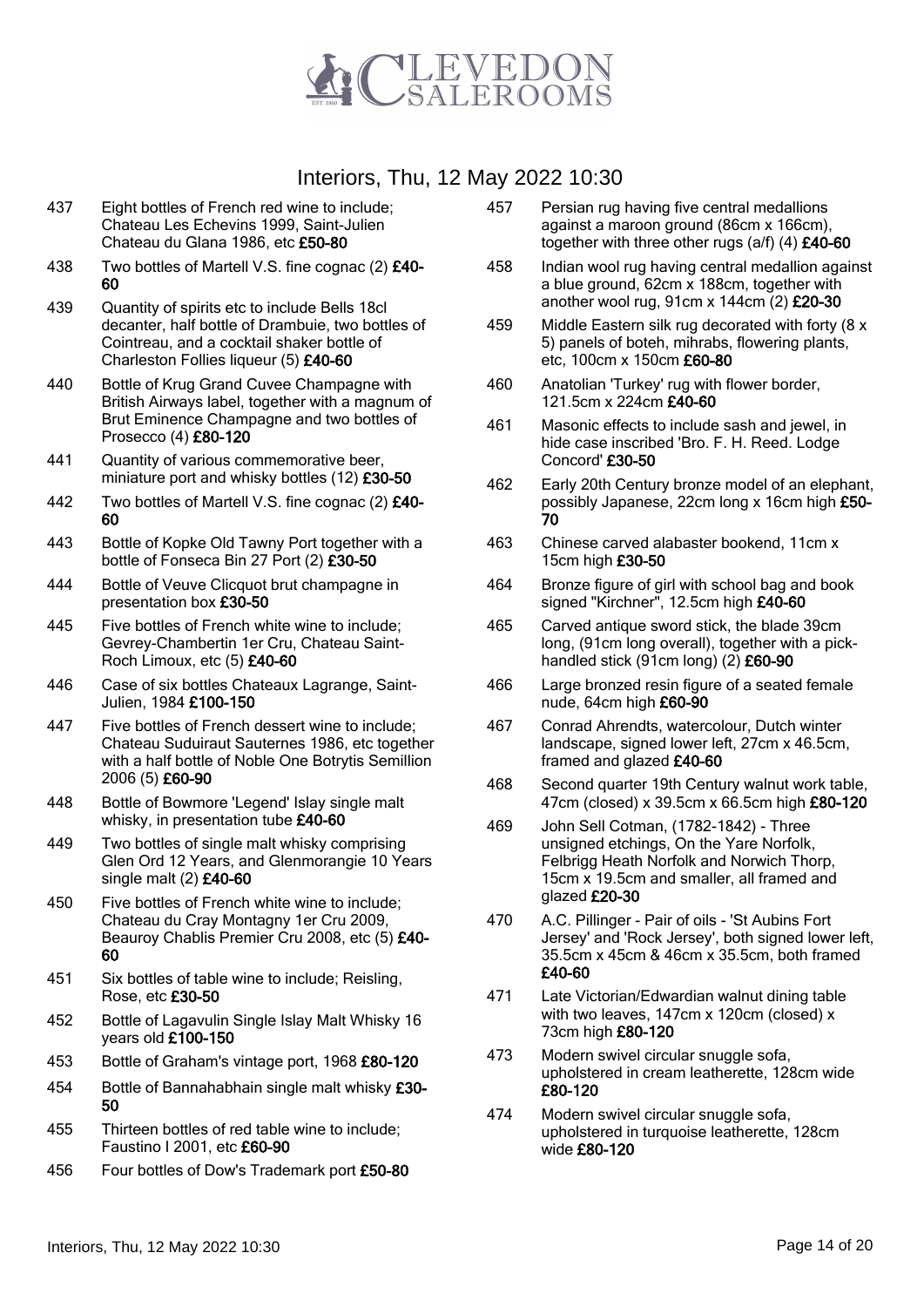# Interiors, Thu, 12 May 2022 10:30

437 Eight bottles of French red wine to include; Chateau Les Echevins 1999, Saint-Julien Chateau du Glana 1986, etc **£50-80**

438 Two bottles of Martell V.S. fine cognac (2) **£40-60**

439 Quantity of spirits etc to include Bells 18cl decanter, half bottle of Drambuie, two bottles of Cointreau, and a cocktail shaker bottle of Charleston Follies liqueur (5) **£40-60**

440 Bottle of Krug Grand Cuvee Champagne with British Airways label, together with a magnum of Brut Eminence Champagne and two bottles of Prosecco (4) **£80-120**

441 Quantity of various commemorative beer, miniature port and whisky bottles (12) **£30-50**

442 Two bottles of Martell V.S. fine cognac (2) **£40-60**

443 Bottle of Kopke Old Tawny Port together with a bottle of Fonseca Bin 27 Port (2) **£30-50**

444 Bottle of Veuve Clicquot brut champagne in presentation box **£30-50**

445 Five bottles of French white wine to include; Gevrey-Chambertin 1er Cru, Chateau Saint-Roch Limoux, etc (5) **£40-60**

446 Case of six bottles Chateaux Lagrange, Saint-Julien, 1984 **£100-150**

447 Five bottles of French dessert wine to include; Chateau Suduiraut Sauternes 1986, etc together with a half bottle of Noble One Botrytis Semillion 2006 (5) **£60-90**

448 Bottle of Bowmore 'Legend' Islay single malt whisky, in presentation tube **£40-60**

449 Two bottles of single malt whisky comprising Glen Ord 12 Years, and Glenmorangie 10 Years single malt (2) **£40-60**

450 Five bottles of French white wine to include; Chateau du Cray Montagny 1er Cru 2009, Beauroy Chablis Premier Cru 2008, etc (5) **£40-60**

451 Six bottles of table wine to include; Reisling, Rose, etc **£30-50**

452 Bottle of Lagavulin Single Islay Malt Whisky 16 years old **£100-150**

453 Bottle of Graham's vintage port, 1968 **£80-120**

454 Bottle of Bannahabhain single malt whisky **£30-50**

455 Thirteen bottles of red table wine to include; Faustino I 2001, etc **£60-90**

456 Four bottles of Dow's Trademark port **£50-80**

457 Persian rug having five central medallions against a maroon ground (86cm x 166cm), together with three other rugs (a/f) (4) **£40-60**

458 Indian wool rug having central medallion against a blue ground, 62cm x 188cm, together with another wool rug, 91cm x 144cm (2) **£20-30**

459 Middle Eastern silk rug decorated with forty (8 x 5) panels of boteh, mihrabs, flowering plants, etc, 100cm x 150cm **£60-80**

460 Anatolian 'Turkey' rug with flower border, 121.5cm x 224cm **£40-60**

461 Masonic effects to include sash and jewel, in hide case inscribed 'Bro. F. H. Reed. Lodge Concord' **£30-50**

462 Early 20th Century bronze model of an elephant, possibly Japanese, 22cm long x 16cm high **£50-70**

463 Chinese carved alabaster bookend, 11cm x 15cm high **£30-50**

464 Bronze figure of girl with school bag and book signed "Kirchner", 12.5cm high **£40-60**

465 Carved antique sword stick, the blade 39cm long, (91cm long overall), together with a pick-handled stick (91cm long) (2) **£60-90**

466 Large bronzed resin figure of a seated female nude, 64cm high **£60-90**

467 Conrad Ahrendts, watercolour, Dutch winter landscape, signed lower left, 27cm x 46.5cm, framed and glazed **£40-60**

468 Second quarter 19th Century walnut work table, 47cm (closed) x 39.5cm x 66.5cm high **£80-120**

469 John Sell Cotman, (1782-1842) - Three unsigned etchings, On the Yare Norfolk, Felbrigg Heath Norfolk and Norwich Thorp, 15cm x 19.5cm and smaller, all framed and glazed **£20-30**

470 A.C. Pillinger - Pair of oils - 'St Aubins Fort Jersey' and 'Rock Jersey', both signed lower left, 35.5cm x 45cm & 46cm x 35.5cm, both framed **£40-60**

471 Late Victorian/Edwardian walnut dining table with two leaves, 147cm x 120cm (closed) x 73cm high **£80-120**

473 Modern swivel circular snuggle sofa, upholstered in cream leatherette, 128cm wide **£80-120**

474 Modern swivel circular snuggle sofa, upholstered in turquoise leatherette, 128cm wide **£80-120**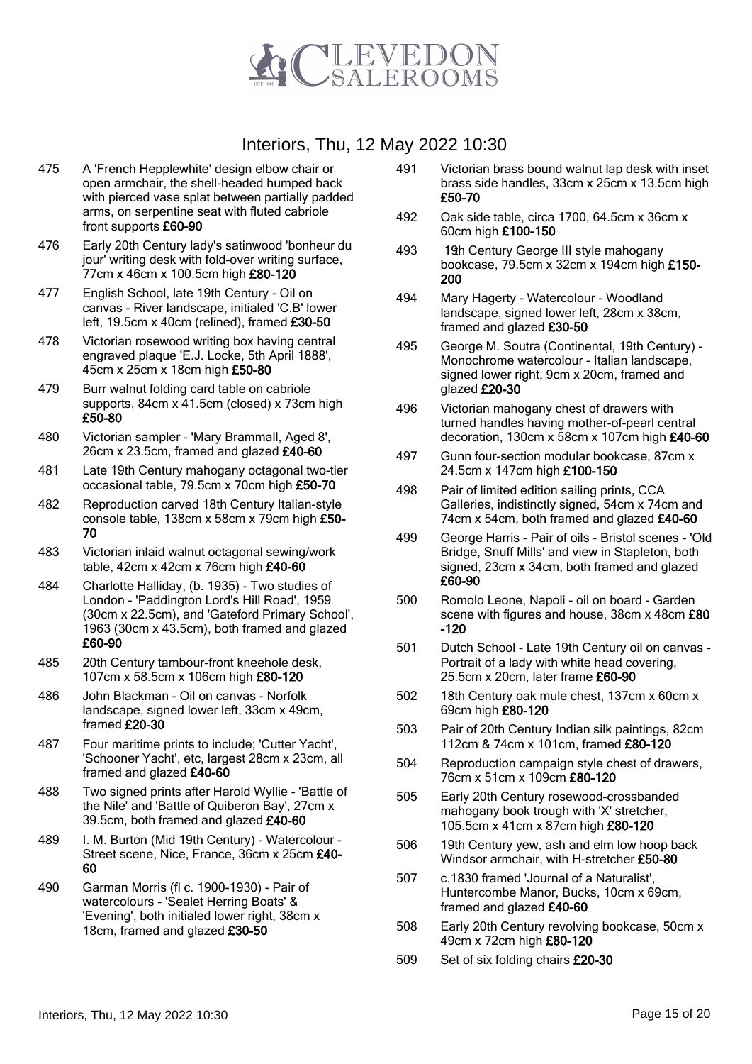# Interiors, Thu, 12 May 2022 10:30

475 A 'French Hepplewhite' design elbow chair or open armchair, the shell-headed humped back with pierced vase splat between partially padded arms, on serpentine seat with fluted cabriole front supports **£60-90**

476 Early 20th Century lady's satinwood 'bonheur du jour' writing desk with fold-over writing surface, 77cm x 46cm x 100.5cm high **£80-120**

477 English School, late 19th Century - Oil on canvas - River landscape, initialed 'C.B' lower left, 19.5cm x 40cm (relined), framed **£30-50**

478 Victorian rosewood writing box having central engraved plaque 'E.J. Locke, 5th April 1888', 45cm x 25cm x 18cm high **£50-80**

479 Burr walnut folding card table on cabriole supports, 84cm x 41.5cm (closed) x 73cm high **£50-80**

480 Victorian sampler - 'Mary Brammall, Aged 8', 26cm x 23.5cm, framed and glazed **£40-60**

481 Late 19th Century mahogany octagonal two-tier occasional table, 79.5cm x 70cm high **£50-70**

482 Reproduction carved 18th Century Italian-style console table, 138cm x 58cm x 79cm high **£50-70**

483 Victorian inlaid walnut octagonal sewing/work table, 42cm x 42cm x 76cm high **£40-60**

484 Charlotte Halliday, (b. 1935) - Two studies of London - 'Paddington Lord's Hill Road', 1959 (30cm x 22.5cm), and 'Gateford Primary School', 1963 (30cm x 43.5cm), both framed and glazed **£60-90**

485 20th Century tambour-front kneehole desk, 107cm x 58.5cm x 106cm high **£80-120**

486 John Blackman - Oil on canvas - Norfolk landscape, signed lower left, 33cm x 49cm, framed **£20-30**

487 Four maritime prints to include; 'Cutter Yacht', 'Schooner Yacht', etc, largest 28cm x 23cm, all framed and glazed **£40-60**

488 Two signed prints after Harold Wyllie - 'Battle of the Nile' and 'Battle of Quiberon Bay', 27cm x 39.5cm, both framed and glazed **£40-60**

489 I. M. Burton (Mid 19th Century) - Watercolour - Street scene, Nice, France, 36cm x 25cm **£40-60**

490 Garman Morris (fl c. 1900-1930) - Pair of watercolours - 'Sealet Herring Boats' & 'Evening', both initialed lower right, 38cm x 18cm, framed and glazed **£30-50**

491 Victorian brass bound walnut lap desk with inset brass side handles, 33cm x 25cm x 13.5cm high **£50-70**

492 Oak side table, circa 1700, 64.5cm x 36cm x 60cm high **£100-150**

493 19th Century George III style mahogany bookcase, 79.5cm x 32cm x 194cm high **£150-200**

494 Mary Hagerty - Watercolour - Woodland landscape, signed lower left, 28cm x 38cm, framed and glazed **£30-50**

495 George M. Soutra (Continental, 19th Century) - Monochrome watercolour - Italian landscape, signed lower right, 9cm x 20cm, framed and glazed **£20-30**

496 Victorian mahogany chest of drawers with turned handles having mother-of-pearl central decoration, 130cm x 58cm x 107cm high **£40-60**

497 Gunn four-section modular bookcase, 87cm x 24.5cm x 147cm high **£100-150**

498 Pair of limited edition sailing prints, CCA Galleries, indistinctly signed, 54cm x 74cm and 74cm x 54cm, both framed and glazed **£40-60**

499 George Harris - Pair of oils - Bristol scenes - 'Old Bridge, Snuff Mills' and view in Stapleton, both signed, 23cm x 34cm, both framed and glazed **£60-90**

500 Romolo Leone, Napoli - oil on board - Garden scene with figures and house, 38cm x 48cm **£80-120**

501 Dutch School - Late 19th Century oil on canvas - Portrait of a lady with white head covering, 25.5cm x 20cm, later frame **£60-90**

502 18th Century oak mule chest, 137cm x 60cm x 69cm high **£80-120**

503 Pair of 20th Century Indian silk paintings, 82cm 112cm & 74cm x 101cm, framed **£80-120**

504 Reproduction campaign style chest of drawers, 76cm x 51cm x 109cm **£80-120**

505 Early 20th Century rosewood-crossbanded mahogany book trough with 'X' stretcher, 105.5cm x 41cm x 87cm high **£80-120**

506 19th Century yew, ash and elm low hoop back Windsor armchair, with H-stretcher **£50-80**

507 c.1830 framed 'Journal of a Naturalist', Huntercombe Manor, Bucks, 10cm x 69cm, framed and glazed **£40-60**

508 Early 20th Century revolving bookcase, 50cm x 49cm x 72cm high **£80-120**

509 Set of six folding chairs **£20-30**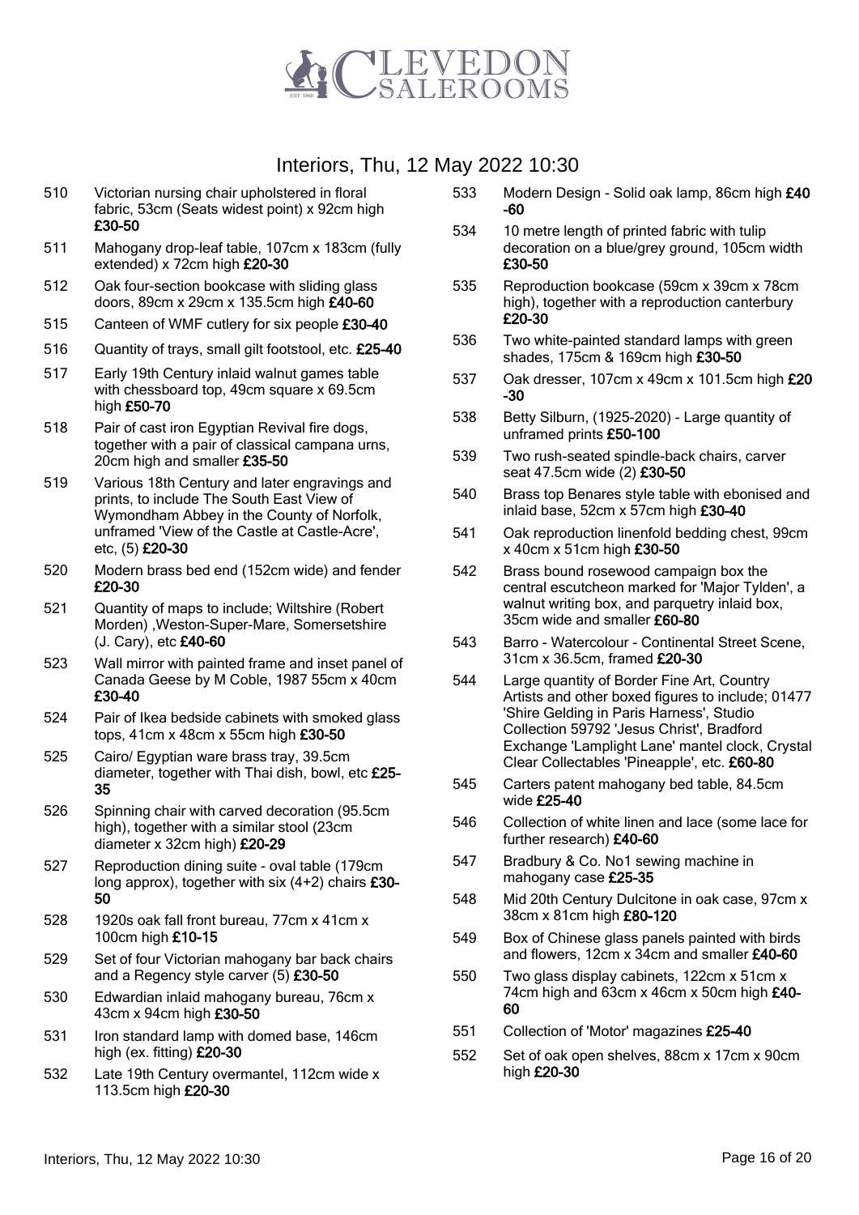# Interiors, Thu, 12 May 2022 10:30

510 Victorian nursing chair upholstered in floral fabric, 53cm (Seats widest point) x 92cm high **£30-50**

511 Mahogany drop-leaf table, 107cm x 183cm (fully extended) x 72cm high **£20-30**

512 Oak four-section bookcase with sliding glass doors, 89cm x 29cm x 135.5cm high **£40-60**

515 Canteen of WMF cutlery for six people **£30-40**

516 Quantity of trays, small gilt footstool, etc. **£25-40**

517 Early 19th Century inlaid walnut games table with chessboard top, 49cm square x 69.5cm high **£50-70**

518 Pair of cast iron Egyptian Revival fire dogs, together with a pair of classical campana urns, 20cm high and smaller **£35-50**

519 Various 18th Century and later engravings and prints, to include The South East View of Wymondham Abbey in the County of Norfolk, unframed 'View of the Castle at Castle-Acre', etc, (5) **£20-30**

520 Modern brass bed end (152cm wide) and fender **£20-30**

521 Quantity of maps to include; Wiltshire (Robert Morden) ,Weston-Super-Mare, Somersetshire (J. Cary), etc **£40-60**

523 Wall mirror with painted frame and inset panel of Canada Geese by M Coble, 1987 55cm x 40cm **£30-40**

524 Pair of Ikea bedside cabinets with smoked glass tops, 41cm x 48cm x 55cm high **£30-50**

525 Cairo/ Egyptian ware brass tray, 39.5cm diameter, together with Thai dish, bowl, etc **£25-35**

526 Spinning chair with carved decoration (95.5cm high), together with a similar stool (23cm diameter x 32cm high) **£20-29**

527 Reproduction dining suite - oval table (179cm long approx), together with six (4+2) chairs **£30-50**

528 1920s oak fall front bureau, 77cm x 41cm x 100cm high **£10-15**

529 Set of four Victorian mahogany bar back chairs and a Regency style carver (5) **£30-50**

530 Edwardian inlaid mahogany bureau, 76cm x 43cm x 94cm high **£30-50**

531 Iron standard lamp with domed base, 146cm high (ex. fitting) **£20-30**

532 Late 19th Century overmantel, 112cm wide x 113.5cm high **£20-30**

533 Modern Design - Solid oak lamp, 86cm high **£40-60**

534 10 metre length of printed fabric with tulip decoration on a blue/grey ground, 105cm width **£30-50**

535 Reproduction bookcase (59cm x 39cm x 78cm high), together with a reproduction canterbury **£20-30**

536 Two white-painted standard lamps with green shades, 175cm & 169cm high **£30-50**

537 Oak dresser, 107cm x 49cm x 101.5cm high **£20-30**

538 Betty Silburn, (1925-2020) - Large quantity of unframed prints **£50-100**

539 Two rush-seated spindle-back chairs, carver seat 47.5cm wide (2) **£30-50**

540 Brass top Benares style table with ebonised and inlaid base, 52cm x 57cm high **£30-40**

541 Oak reproduction linenfold bedding chest, 99cm x 40cm x 51cm high **£30-50**

542 Brass bound rosewood campaign box the central escutcheon marked for 'Major Tylden', a walnut writing box, and parquetry inlaid box, 35cm wide and smaller **£60-80**

543 Barro - Watercolour - Continental Street Scene, 31cm x 36.5cm, framed **£20-30**

544 Large quantity of Border Fine Art, Country Artists and other boxed figures to include; 01477 'Shire Gelding in Paris Harness', Studio Collection 59792 'Jesus Christ', Bradford Exchange 'Lamplight Lane' mantel clock, Crystal Clear Collectables 'Pineapple', etc. **£60-80**

545 Carters patent mahogany bed table, 84.5cm wide **£25-40**

546 Collection of white linen and lace (some lace for further research) **£40-60**

547 Bradbury & Co. No1 sewing machine in mahogany case **£25-35**

548 Mid 20th Century Dulcitone in oak case, 97cm x 38cm x 81cm high **£80-120**

549 Box of Chinese glass panels painted with birds and flowers, 12cm x 34cm and smaller **£40-60**

550 Two glass display cabinets, 122cm x 51cm x 74cm high and 63cm x 46cm x 50cm high **£40-60**

551 Collection of 'Motor' magazines **£25-40**

552 Set of oak open shelves, 88cm x 17cm x 90cm high **£20-30**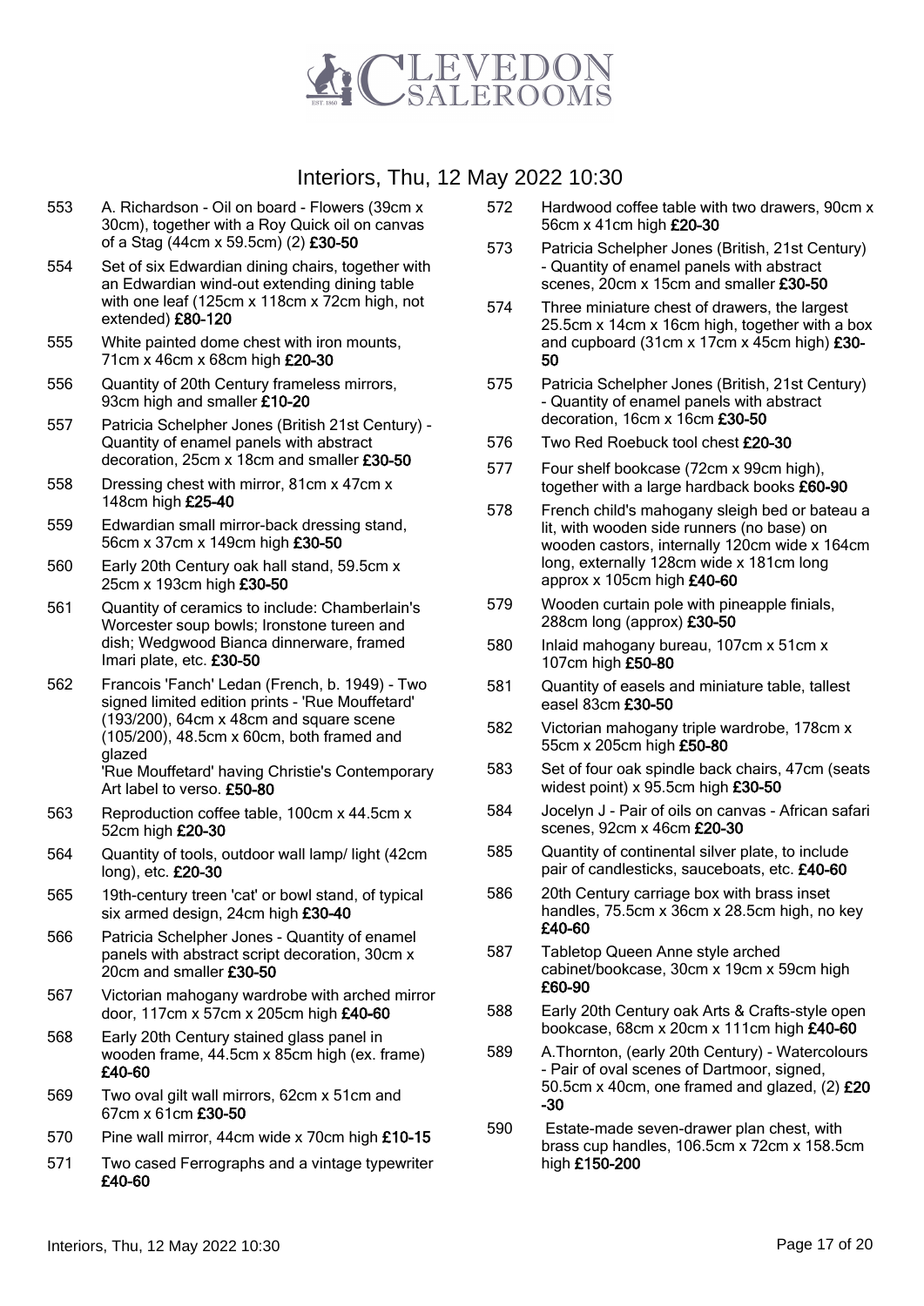# Interiors, Thu, 12 May 2022 10:30

553 A. Richardson - Oil on board - Flowers (39cm x 30cm), together with a Roy Quick oil on canvas of a Stag (44cm x 59.5cm) (2) **£30-50**

554 Set of six Edwardian dining chairs, together with an Edwardian wind-out extending dining table with one leaf (125cm x 118cm x 72cm high, not extended) **£80-120**

555 White painted dome chest with iron mounts, 71cm x 46cm x 68cm high **£20-30**

556 Quantity of 20th Century frameless mirrors, 93cm high and smaller **£10-20**

557 Patricia Schelpher Jones (British 21st Century) - Quantity of enamel panels with abstract decoration, 25cm x 18cm and smaller **£30-50**

558 Dressing chest with mirror, 81cm x 47cm x 148cm high **£25-40**

559 Edwardian small mirror-back dressing stand, 56cm x 37cm x 149cm high **£30-50**

560 Early 20th Century oak hall stand, 59.5cm x 25cm x 193cm high **£30-50**

561 Quantity of ceramics to include: Chamberlain's Worcester soup bowls; Ironstone tureen and dish; Wedgwood Bianca dinnerware, framed Imari plate, etc. **£30-50**

562 Francois 'Fanch' Ledan (French, b. 1949) - Two signed limited edition prints - 'Rue Mouffetard' (193/200), 64cm x 48cm and square scene (105/200), 48.5cm x 60cm, both framed and glazed
'Rue Mouffetard' having Christie's Contemporary Art label to verso. **£50-80**

563 Reproduction coffee table, 100cm x 44.5cm x 52cm high **£20-30**

564 Quantity of tools, outdoor wall lamp/ light (42cm long), etc. **£20-30**

565 19th-century treen 'cat' or bowl stand, of typical six armed design, 24cm high **£30-40**

566 Patricia Schelpher Jones - Quantity of enamel panels with abstract script decoration, 30cm x 20cm and smaller **£30-50**

567 Victorian mahogany wardrobe with arched mirror door, 117cm x 57cm x 205cm high **£40-60**

568 Early 20th Century stained glass panel in wooden frame, 44.5cm x 85cm high (ex. frame) **£40-60**

569 Two oval gilt wall mirrors, 62cm x 51cm and 67cm x 61cm **£30-50**

570 Pine wall mirror, 44cm wide x 70cm high **£10-15**

571 Two cased Ferrographs and a vintage typewriter **£40-60**

572 Hardwood coffee table with two drawers, 90cm x 56cm x 41cm high **£20-30**

573 Patricia Schelpher Jones (British, 21st Century) - Quantity of enamel panels with abstract scenes, 20cm x 15cm and smaller **£30-50**

574 Three miniature chest of drawers, the largest 25.5cm x 14cm x 16cm high, together with a box and cupboard (31cm x 17cm x 45cm high) **£30-50**

575 Patricia Schelpher Jones (British, 21st Century) - Quantity of enamel panels with abstract decoration, 16cm x 16cm **£30-50**

576 Two Red Roebuck tool chest **£20-30**

577 Four shelf bookcase (72cm x 99cm high), together with a large hardback books **£60-90**

578 French child's mahogany sleigh bed or bateau a lit, with wooden side runners (no base) on wooden castors, internally 120cm wide x 164cm long, externally 128cm wide x 181cm long approx x 105cm high **£40-60**

579 Wooden curtain pole with pineapple finials, 288cm long (approx) **£30-50**

580 Inlaid mahogany bureau, 107cm x 51cm x 107cm high **£50-80**

581 Quantity of easels and miniature table, tallest easel 83cm **£30-50**

582 Victorian mahogany triple wardrobe, 178cm x 55cm x 205cm high **£50-80**

583 Set of four oak spindle back chairs, 47cm (seats widest point) x 95.5cm high **£30-50**

584 Jocelyn J - Pair of oils on canvas - African safari scenes, 92cm x 46cm **£20-30**

585 Quantity of continental silver plate, to include pair of candlesticks, sauceboats, etc. **£40-60**

586 20th Century carriage box with brass inset handles, 75.5cm x 36cm x 28.5cm high, no key **£40-60**

587 Tabletop Queen Anne style arched cabinet/bookcase, 30cm x 19cm x 59cm high **£60-90**

588 Early 20th Century oak Arts & Crafts-style open bookcase, 68cm x 20cm x 111cm high **£40-60**

589 A.Thornton, (early 20th Century) - Watercolours - Pair of oval scenes of Dartmoor, signed, 50.5cm x 40cm, one framed and glazed, (2) **£20-30**

590 Estate-made seven-drawer plan chest, with brass cup handles, 106.5cm x 72cm x 158.5cm high **£150-200**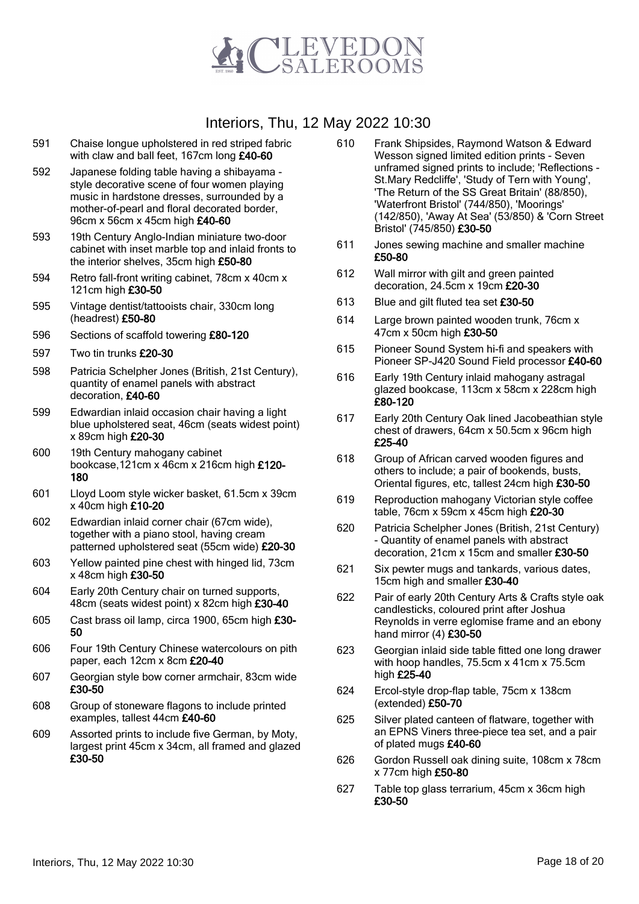# Interiors, Thu, 12 May 2022 10:30

591 Chaise longue upholstered in red striped fabric with claw and ball feet, 167cm long **£40-60**

592 Japanese folding table having a shibayama - style decorative scene of four women playing music in hardstone dresses, surrounded by a mother-of-pearl and floral decorated border, 96cm x 56cm x 45cm high **£40-60**

593 19th Century Anglo-Indian miniature two-door cabinet with inset marble top and inlaid fronts to the interior shelves, 35cm high **£50-80**

594 Retro fall-front writing cabinet, 78cm x 40cm x 121cm high **£30-50**

595 Vintage dentist/tattooists chair, 330cm long (headrest) **£50-80**

596 Sections of scaffold towering **£80-120**

597 Two tin trunks **£20-30**

598 Patricia Schelpher Jones (British, 21st Century), quantity of enamel panels with abstract decoration, **£40-60**

599 Edwardian inlaid occasion chair having a light blue upholstered seat, 46cm (seats widest point) x 89cm high **£20-30**

600 19th Century mahogany cabinet bookcase,121cm x 46cm x 216cm high **£120-180**

601 Lloyd Loom style wicker basket, 61.5cm x 39cm x 40cm high **£10-20**

602 Edwardian inlaid corner chair (67cm wide), together with a piano stool, having cream patterned upholstered seat (55cm wide) **£20-30**

603 Yellow painted pine chest with hinged lid, 73cm x 48cm high **£30-50**

604 Early 20th Century chair on turned supports, 48cm (seats widest point) x 82cm high **£30-40**

605 Cast brass oil lamp, circa 1900, 65cm high **£30-50**

606 Four 19th Century Chinese watercolours on pith paper, each 12cm x 8cm **£20-40**

607 Georgian style bow corner armchair, 83cm wide **£30-50**

608 Group of stoneware flagons to include printed examples, tallest 44cm **£40-60**

609 Assorted prints to include five German, by Moty, largest print 45cm x 34cm, all framed and glazed **£30-50**

610 Frank Shipsides, Raymond Watson & Edward Wesson signed limited edition prints - Seven unframed signed prints to include; 'Reflections - St.Mary Redcliffe', 'Study of Tern with Young', 'The Return of the SS Great Britain' (88/850), 'Waterfront Bristol' (744/850), 'Moorings' (142/850), 'Away At Sea' (53/850) & 'Corn Street Bristol' (745/850) **£30-50**

611 Jones sewing machine and smaller machine **£50-80**

612 Wall mirror with gilt and green painted decoration, 24.5cm x 19cm **£20-30**

613 Blue and gilt fluted tea set **£30-50**

614 Large brown painted wooden trunk, 76cm x 47cm x 50cm high **£30-50**

615 Pioneer Sound System hi-fi and speakers with Pioneer SP-J420 Sound Field processor **£40-60**

616 Early 19th Century inlaid mahogany astragal glazed bookcase, 113cm x 58cm x 228cm high **£80-120**

617 Early 20th Century Oak lined Jacobeathian style chest of drawers, 64cm x 50.5cm x 96cm high **£25-40**

618 Group of African carved wooden figures and others to include; a pair of bookends, busts, Oriental figures, etc, tallest 24cm high **£30-50**

619 Reproduction mahogany Victorian style coffee table, 76cm x 59cm x 45cm high **£20-30**

620 Patricia Schelpher Jones (British, 21st Century) - Quantity of enamel panels with abstract decoration, 21cm x 15cm and smaller **£30-50**

621 Six pewter mugs and tankards, various dates, 15cm high and smaller **£30-40**

622 Pair of early 20th Century Arts & Crafts style oak candlesticks, coloured print after Joshua Reynolds in verre eglomise frame and an ebony hand mirror (4) **£30-50**

623 Georgian inlaid side table fitted one long drawer with hoop handles, 75.5cm x 41cm x 75.5cm high **£25-40**

624 Ercol-style drop-flap table, 75cm x 138cm (extended) **£50-70**

625 Silver plated canteen of flatware, together with an EPNS Viners three-piece tea set, and a pair of plated mugs **£40-60**

626 Gordon Russell oak dining suite, 108cm x 78cm x 77cm high **£50-80**

627 Table top glass terrarium, 45cm x 36cm high **£30-50**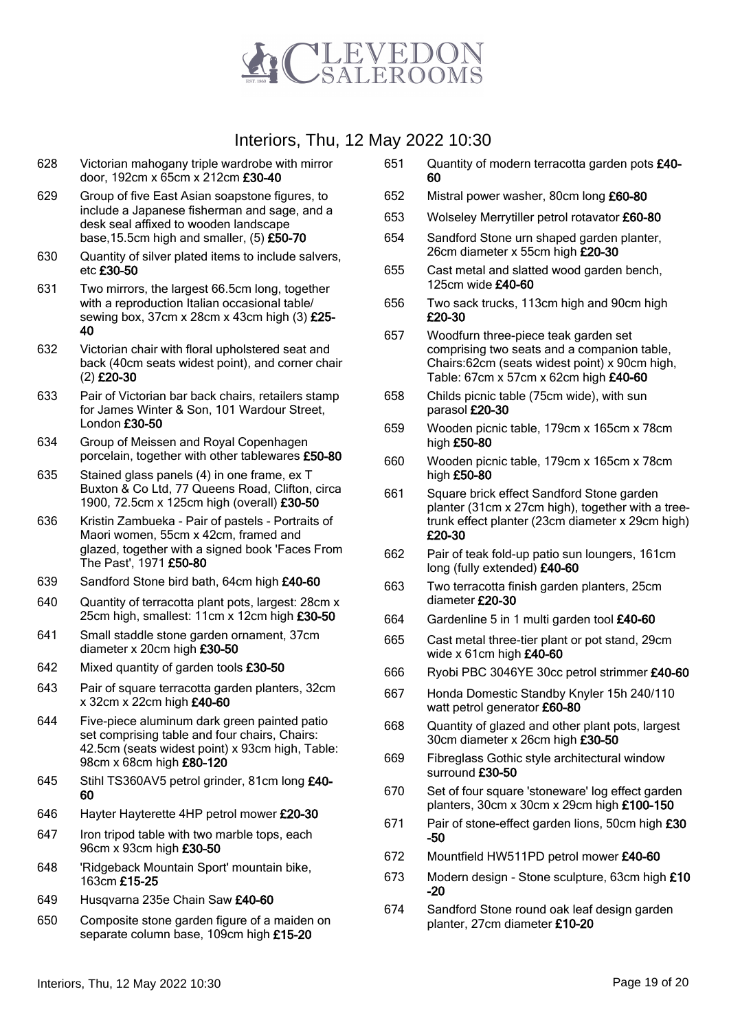# Interiors, Thu, 12 May 2022 10:30

628 Victorian mahogany triple wardrobe with mirror door, 192cm x 65cm x 212cm **£30-40**

629 Group of five East Asian soapstone figures, to include a Japanese fisherman and sage, and a desk seal affixed to wooden landscape base,15.5cm high and smaller, (5) **£50-70**

630 Quantity of silver plated items to include salvers, etc **£30-50**

631 Two mirrors, the largest 66.5cm long, together with a reproduction Italian occasional table/ sewing box, 37cm x 28cm x 43cm high (3) **£25-40**

632 Victorian chair with floral upholstered seat and back (40cm seats widest point), and corner chair (2) **£20-30**

633 Pair of Victorian bar back chairs, retailers stamp for James Winter & Son, 101 Wardour Street, London **£30-50**

634 Group of Meissen and Royal Copenhagen porcelain, together with other tablewares **£50-80**

635 Stained glass panels (4) in one frame, ex T Buxton & Co Ltd, 77 Queens Road, Clifton, circa 1900, 72.5cm x 125cm high (overall) **£30-50**

636 Kristin Zambueka - Pair of pastels - Portraits of Maori women, 55cm x 42cm, framed and glazed, together with a signed book 'Faces From The Past', 1971 **£50-80**

639 Sandford Stone bird bath, 64cm high **£40-60**

640 Quantity of terracotta plant pots, largest: 28cm x 25cm high, smallest: 11cm x 12cm high **£30-50**

641 Small staddle stone garden ornament, 37cm diameter x 20cm high **£30-50**

642 Mixed quantity of garden tools **£30-50**

643 Pair of square terracotta garden planters, 32cm x 32cm x 22cm high **£40-60**

644 Five-piece aluminum dark green painted patio set comprising table and four chairs, Chairs: 42.5cm (seats widest point) x 93cm high, Table: 98cm x 68cm high **£80-120**

645 Stihl TS360AV5 petrol grinder, 81cm long **£40-60**

646 Hayter Hayterette 4HP petrol mower **£20-30**

647 Iron tripod table with two marble tops, each 96cm x 93cm high **£30-50**

648 'Ridgeback Mountain Sport' mountain bike, 163cm **£15-25**

649 Husqvarna 235e Chain Saw **£40-60**

650 Composite stone garden figure of a maiden on separate column base, 109cm high **£15-20**

651 Quantity of modern terracotta garden pots **£40-60**

652 Mistral power washer, 80cm long **£60-80**

653 Wolseley Merrytiller petrol rotavator **£60-80**

654 Sandford Stone urn shaped garden planter, 26cm diameter x 55cm high **£20-30**

655 Cast metal and slatted wood garden bench, 125cm wide **£40-60**

656 Two sack trucks, 113cm high and 90cm high **£20-30**

657 Woodfurn three-piece teak garden set comprising two seats and a companion table, Chairs:62cm (seats widest point) x 90cm high, Table: 67cm x 57cm x 62cm high **£40-60**

658 Childs picnic table (75cm wide), with sun parasol **£20-30**

659 Wooden picnic table, 179cm x 165cm x 78cm high **£50-80**

660 Wooden picnic table, 179cm x 165cm x 78cm high **£50-80**

661 Square brick effect Sandford Stone garden planter (31cm x 27cm high), together with a tree-trunk effect planter (23cm diameter x 29cm high) **£20-30**

662 Pair of teak fold-up patio sun loungers, 161cm long (fully extended) **£40-60**

663 Two terracotta finish garden planters, 25cm diameter **£20-30**

664 Gardenline 5 in 1 multi garden tool **£40-60**

665 Cast metal three-tier plant or pot stand, 29cm wide x 61cm high **£40-60**

666 Ryobi PBC 3046YE 30cc petrol strimmer **£40-60**

667 Honda Domestic Standby Knyler 15h 240/110 watt petrol generator **£60-80**

668 Quantity of glazed and other plant pots, largest 30cm diameter x 26cm high **£30-50**

669 Fibreglass Gothic style architectural window surround **£30-50**

670 Set of four square 'stoneware' log effect garden planters, 30cm x 30cm x 29cm high **£100-150**

671 Pair of stone-effect garden lions, 50cm high **£30-50**

672 Mountfield HW511PD petrol mower **£40-60**

673 Modern design - Stone sculpture, 63cm high **£10-20**

674 Sandford Stone round oak leaf design garden planter, 27cm diameter **£10-20**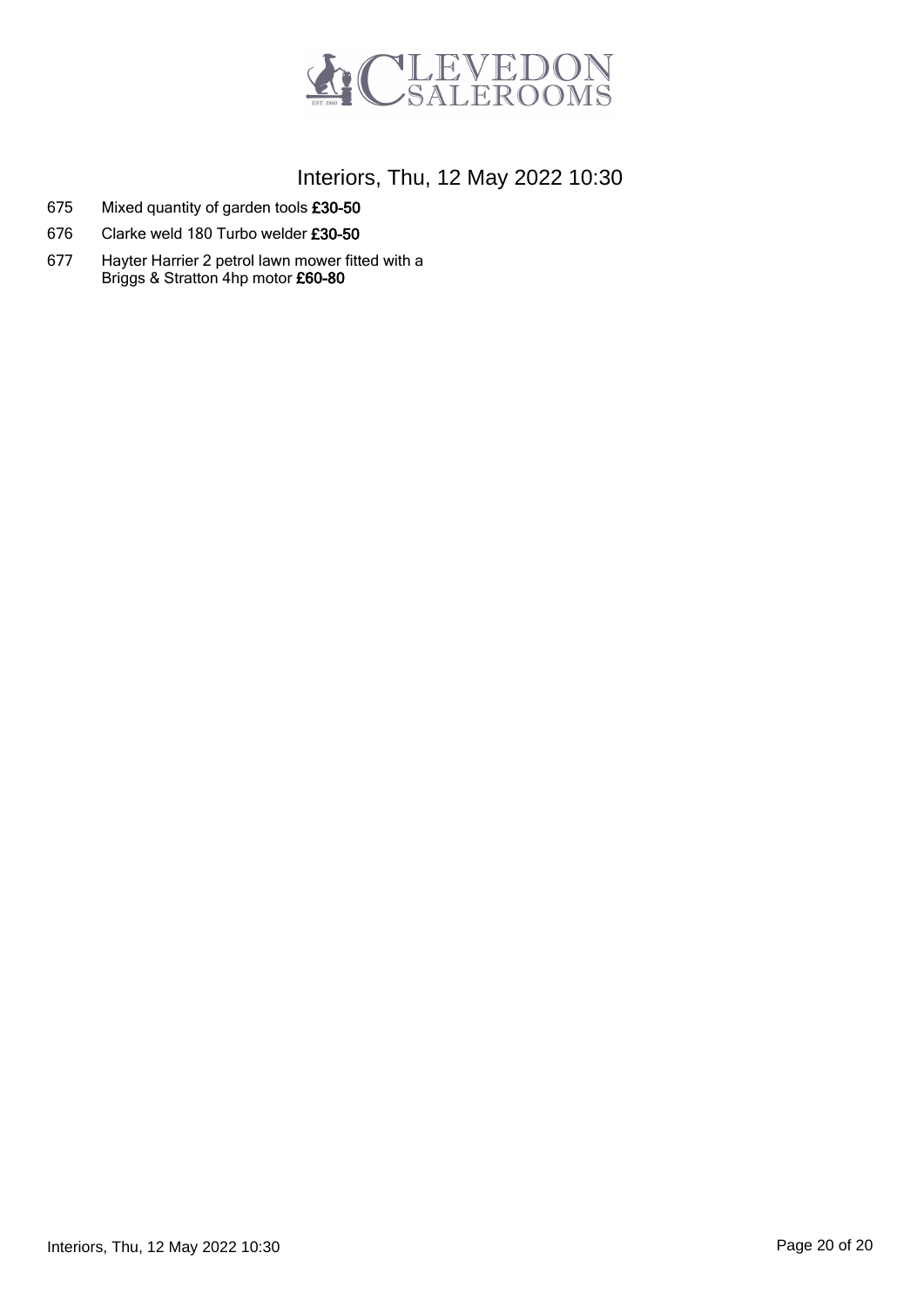# Interiors, Thu, 12 May 2022 10:30

675 Mixed quantity of garden tools **£30-50**

676 Clarke weld 180 Turbo welder **£30-50**

677 Hayter Harrier 2 petrol lawn mower fitted with a Briggs & Stratton 4hp motor **£60-80**